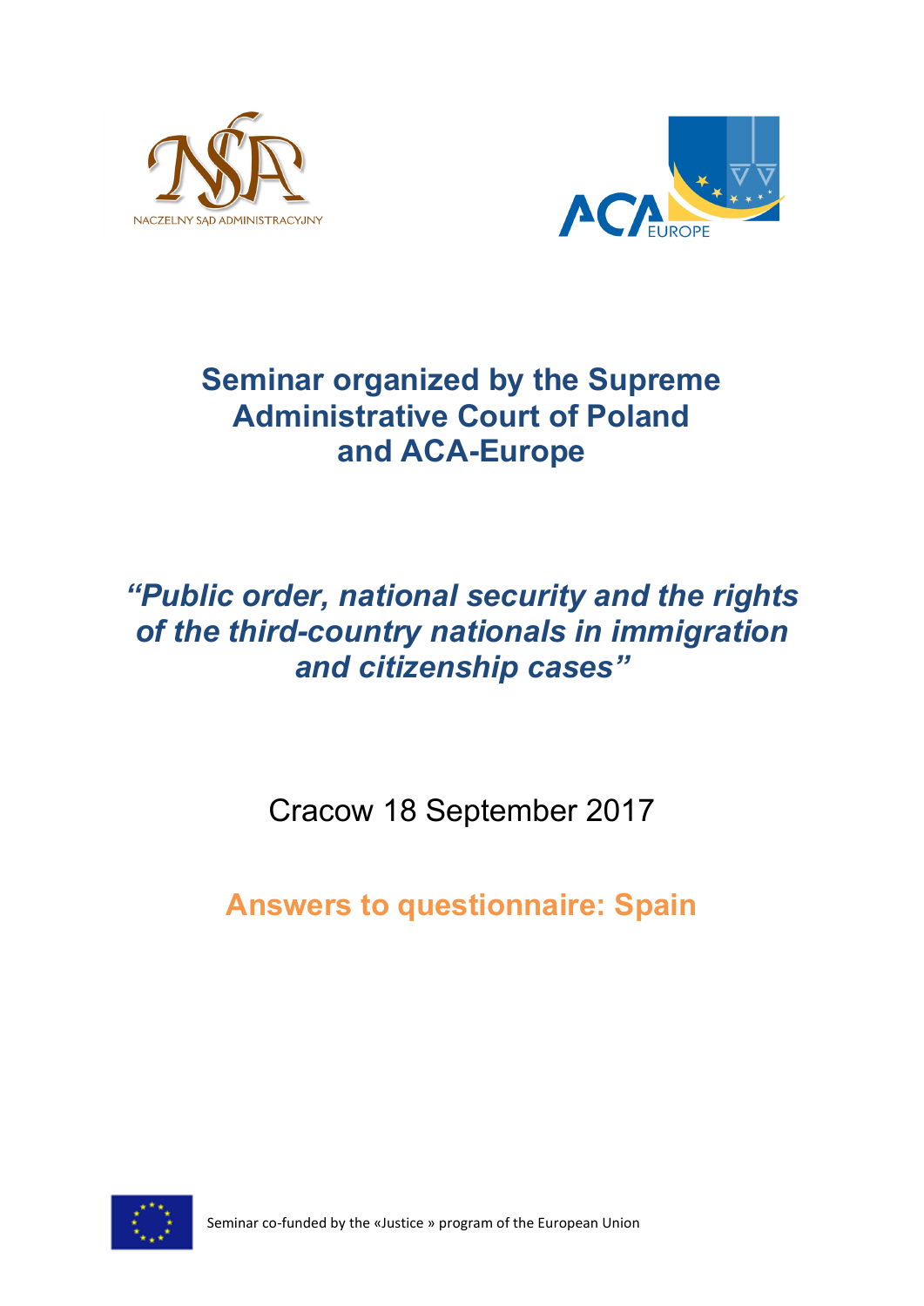NACZELNY SĄD ADMINISTRACYJNY

ACA EUROPE

# Seminar organized by the Supreme Administrative Court of Poland and ACA-Europe

## *"Public order, national security and the rights of the third-country nationals in immigration and citizenship cases"*

Cracow 18 September 2017

## Answers to questionnaire: Spain

Seminar co-funded by the «Justice » program of the European Union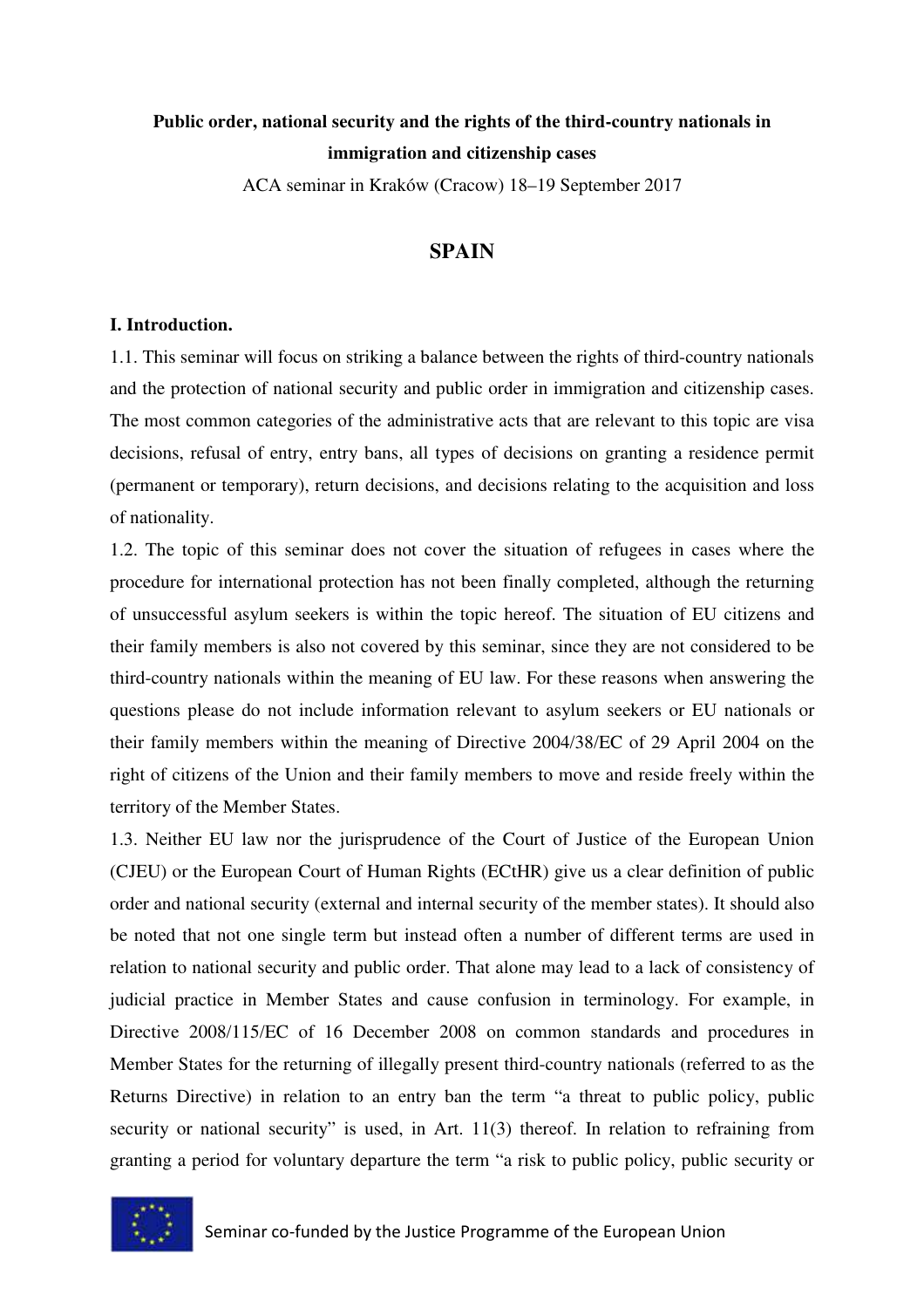**Public order, national security and the rights of the third-country nationals in immigration and citizenship cases**

ACA seminar in Kraków (Cracow) 18–19 September 2017

# SPAIN

## I. Introduction.

1.1. This seminar will focus on striking a balance between the rights of third-country nationals and the protection of national security and public order in immigration and citizenship cases. The most common categories of the administrative acts that are relevant to this topic are visa decisions, refusal of entry, entry bans, all types of decisions on granting a residence permit (permanent or temporary), return decisions, and decisions relating to the acquisition and loss of nationality.

1.2. The topic of this seminar does not cover the situation of refugees in cases where the procedure for international protection has not been finally completed, although the returning of unsuccessful asylum seekers is within the topic hereof. The situation of EU citizens and their family members is also not covered by this seminar, since they are not considered to be third-country nationals within the meaning of EU law. For these reasons when answering the questions please do not include information relevant to asylum seekers or EU nationals or their family members within the meaning of Directive 2004/38/EC of 29 April 2004 on the right of citizens of the Union and their family members to move and reside freely within the territory of the Member States.

1.3. Neither EU law nor the jurisprudence of the Court of Justice of the European Union (CJEU) or the European Court of Human Rights (ECtHR) give us a clear definition of public order and national security (external and internal security of the member states). It should also be noted that not one single term but instead often a number of different terms are used in relation to national security and public order. That alone may lead to a lack of consistency of judicial practice in Member States and cause confusion in terminology. For example, in Directive 2008/115/EC of 16 December 2008 on common standards and procedures in Member States for the returning of illegally present third-country nationals (referred to as the Returns Directive) in relation to an entry ban the term "a threat to public policy, public security or national security" is used, in Art. 11(3) thereof. In relation to refraining from granting a period for voluntary departure the term "a risk to public policy, public security or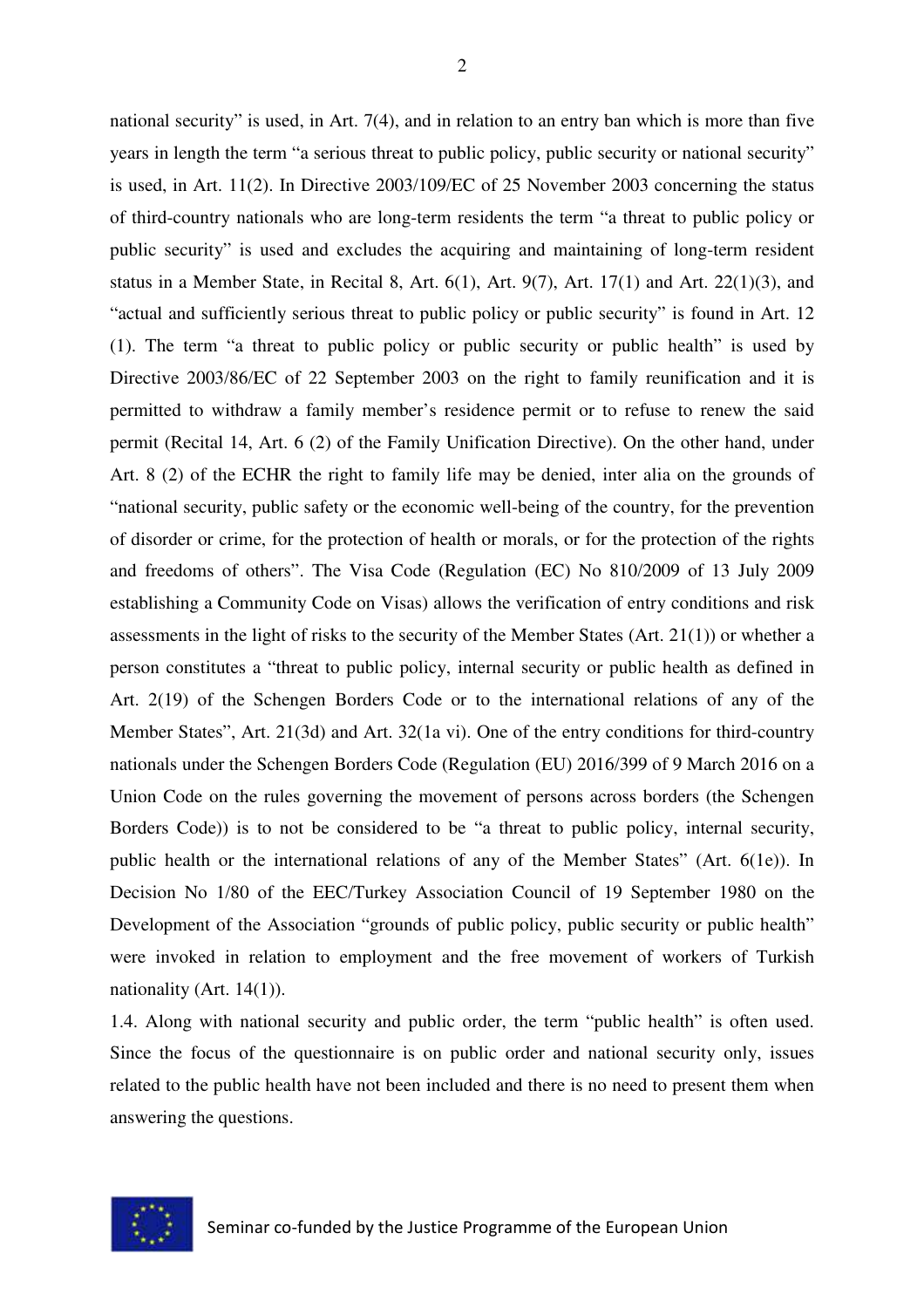national security" is used, in Art. 7(4), and in relation to an entry ban which is more than five years in length the term "a serious threat to public policy, public security or national security" is used, in Art. 11(2). In Directive 2003/109/EC of 25 November 2003 concerning the status of third-country nationals who are long-term residents the term "a threat to public policy or public security" is used and excludes the acquiring and maintaining of long-term resident status in a Member State, in Recital 8, Art. 6(1), Art. 9(7), Art. 17(1) and Art. 22(1)(3), and "actual and sufficiently serious threat to public policy or public security" is found in Art. 12 (1). The term "a threat to public policy or public security or public health" is used by Directive 2003/86/EC of 22 September 2003 on the right to family reunification and it is permitted to withdraw a family member's residence permit or to refuse to renew the said permit (Recital 14, Art. 6 (2) of the Family Unification Directive). On the other hand, under Art. 8 (2) of the ECHR the right to family life may be denied, inter alia on the grounds of "national security, public safety or the economic well-being of the country, for the prevention of disorder or crime, for the protection of health or morals, or for the protection of the rights and freedoms of others". The Visa Code (Regulation (EC) No 810/2009 of 13 July 2009 establishing a Community Code on Visas) allows the verification of entry conditions and risk assessments in the light of risks to the security of the Member States (Art. 21(1)) or whether a person constitutes a "threat to public policy, internal security or public health as defined in Art. 2(19) of the Schengen Borders Code or to the international relations of any of the Member States", Art. 21(3d) and Art. 32(1a vi). One of the entry conditions for third-country nationals under the Schengen Borders Code (Regulation (EU) 2016/399 of 9 March 2016 on a Union Code on the rules governing the movement of persons across borders (the Schengen Borders Code)) is to not be considered to be "a threat to public policy, internal security, public health or the international relations of any of the Member States" (Art. 6(1e)). In Decision No 1/80 of the EEC/Turkey Association Council of 19 September 1980 on the Development of the Association "grounds of public policy, public security or public health" were invoked in relation to employment and the free movement of workers of Turkish nationality (Art. 14(1)).

1.4. Along with national security and public order, the term "public health" is often used. Since the focus of the questionnaire is on public order and national security only, issues related to the public health have not been included and there is no need to present them when answering the questions.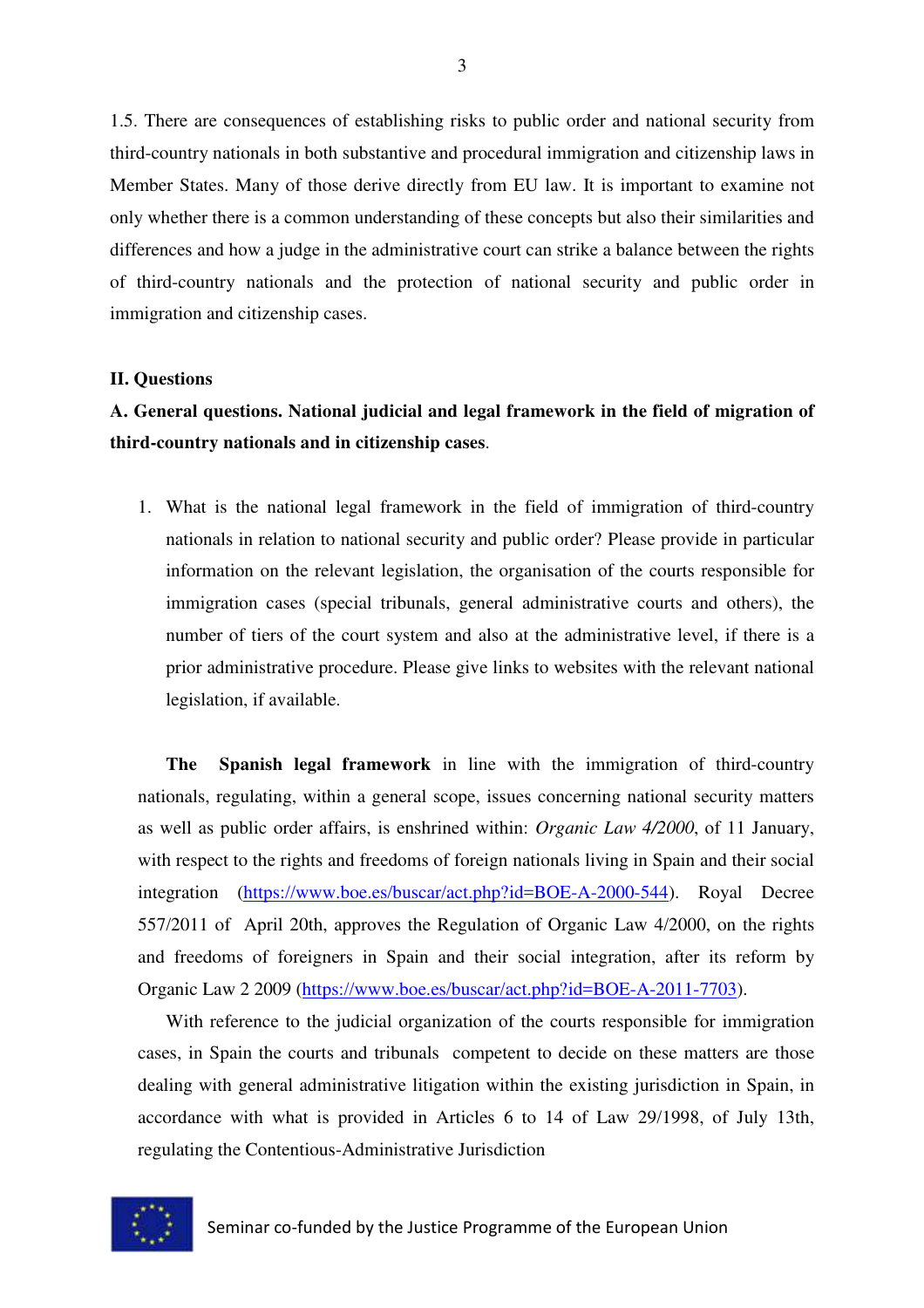1.5. There are consequences of establishing risks to public order and national security from third-country nationals in both substantive and procedural immigration and citizenship laws in Member States. Many of those derive directly from EU law. It is important to examine not only whether there is a common understanding of these concepts but also their similarities and differences and how a judge in the administrative court can strike a balance between the rights of third-country nationals and the protection of national security and public order in immigration and citizenship cases.

## II. Questions

### A. General questions. National judicial and legal framework in the field of migration of third-country nationals and in citizenship cases.

1. What is the national legal framework in the field of immigration of third-country nationals in relation to national security and public order? Please provide in particular information on the relevant legislation, the organisation of the courts responsible for immigration cases (special tribunals, general administrative courts and others), the number of tiers of the court system and also at the administrative level, if there is a prior administrative procedure. Please give links to websites with the relevant national legislation, if available.

**The Spanish legal framework** in line with the immigration of third-country nationals, regulating, within a general scope, issues concerning national security matters as well as public order affairs, is enshrined within: *Organic Law 4/2000*, of 11 January, with respect to the rights and freedoms of foreign nationals living in Spain and their social integration (https://www.boe.es/buscar/act.php?id=BOE-A-2000-544). Royal Decree 557/2011 of April 20th, approves the Regulation of Organic Law 4/2000, on the rights and freedoms of foreigners in Spain and their social integration, after its reform by Organic Law 2 2009 (https://www.boe.es/buscar/act.php?id=BOE-A-2011-7703).

With reference to the judicial organization of the courts responsible for immigration cases, in Spain the courts and tribunals competent to decide on these matters are those dealing with general administrative litigation within the existing jurisdiction in Spain, in accordance with what is provided in Articles 6 to 14 of Law 29/1998, of July 13th, regulating the Contentious-Administrative Jurisdiction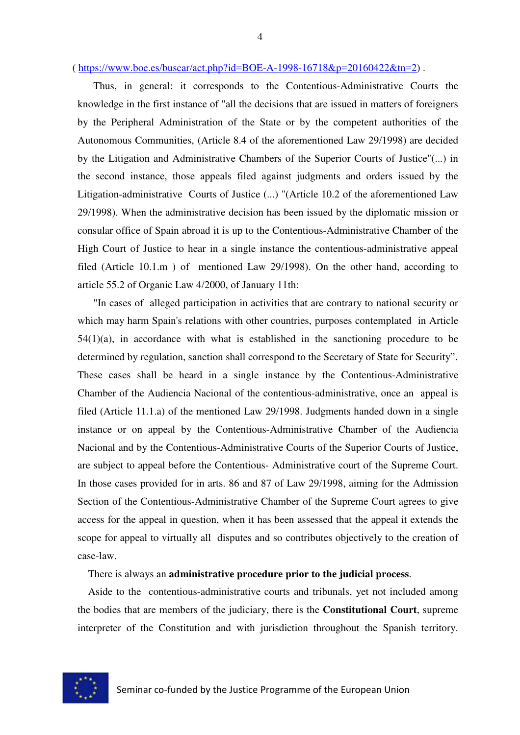( https://www.boe.es/buscar/act.php?id=BOE-A-1998-16718&p=20160422&tn=2) .

Thus, in general: it corresponds to the Contentious-Administrative Courts the knowledge in the first instance of "all the decisions that are issued in matters of foreigners by the Peripheral Administration of the State or by the competent authorities of the Autonomous Communities, (Article 8.4 of the aforementioned Law 29/1998) are decided by the Litigation and Administrative Chambers of the Superior Courts of Justice"(...) in the second instance, those appeals filed against judgments and orders issued by the Litigation-administrative Courts of Justice (...) "(Article 10.2 of the aforementioned Law 29/1998). When the administrative decision has been issued by the diplomatic mission or consular office of Spain abroad it is up to the Contentious-Administrative Chamber of the High Court of Justice to hear in a single instance the contentious-administrative appeal filed (Article 10.1.m ) of mentioned Law 29/1998). On the other hand, according to article 55.2 of Organic Law 4/2000, of January 11th:

"In cases of alleged participation in activities that are contrary to national security or which may harm Spain's relations with other countries, purposes contemplated in Article 54(1)(a), in accordance with what is established in the sanctioning procedure to be determined by regulation, sanction shall correspond to the Secretary of State for Security". These cases shall be heard in a single instance by the Contentious-Administrative Chamber of the Audiencia Nacional of the contentious-administrative, once an appeal is filed (Article 11.1.a) of the mentioned Law 29/1998. Judgments handed down in a single instance or on appeal by the Contentious-Administrative Chamber of the Audiencia Nacional and by the Contentious-Administrative Courts of the Superior Courts of Justice, are subject to appeal before the Contentious- Administrative court of the Supreme Court. In those cases provided for in arts. 86 and 87 of Law 29/1998, aiming for the Admission Section of the Contentious-Administrative Chamber of the Supreme Court agrees to give access for the appeal in question, when it has been assessed that the appeal it extends the scope for appeal to virtually all disputes and so contributes objectively to the creation of case-law.

There is always an **administrative procedure prior to the judicial process**.

Aside to the contentious-administrative courts and tribunals, yet not included among the bodies that are members of the judiciary, there is the **Constitutional Court**, supreme interpreter of the Constitution and with jurisdiction throughout the Spanish territory.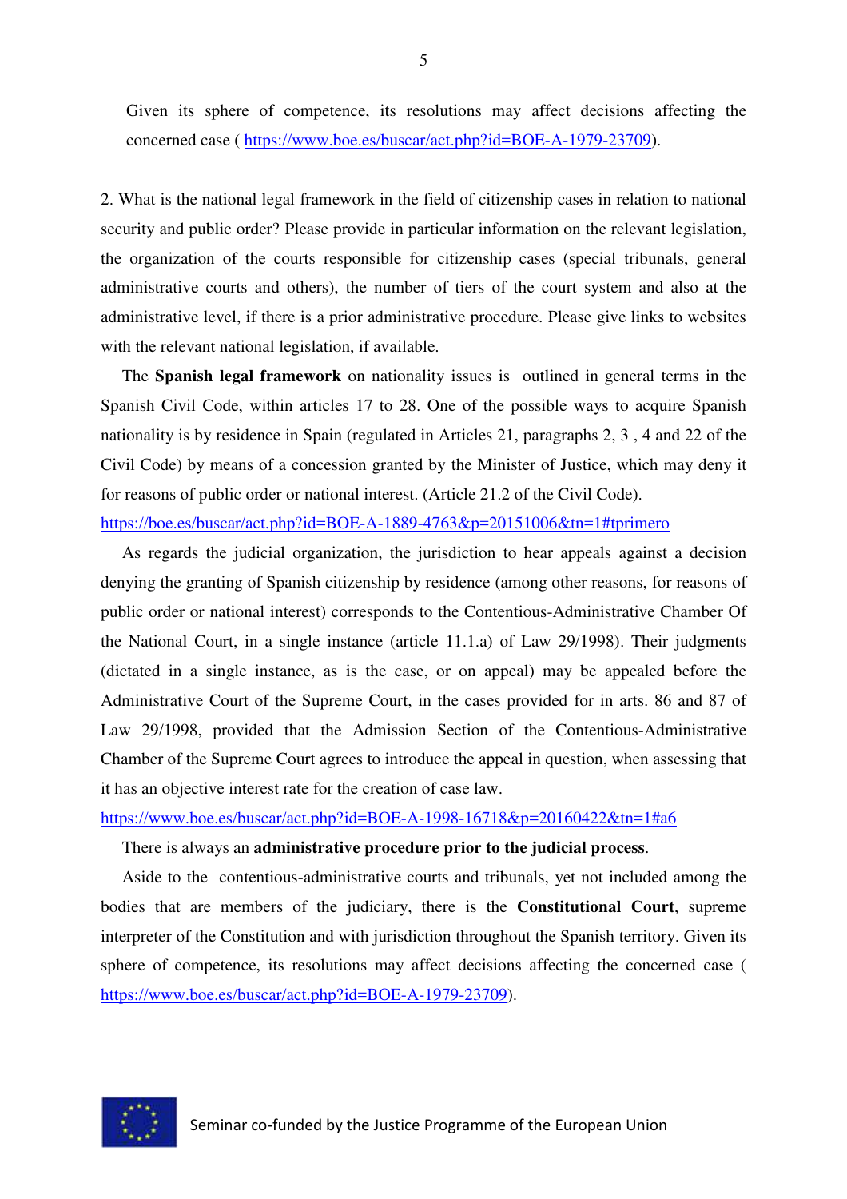Given its sphere of competence, its resolutions may affect decisions affecting the concerned case ( https://www.boe.es/buscar/act.php?id=BOE-A-1979-23709).

2. What is the national legal framework in the field of citizenship cases in relation to national security and public order? Please provide in particular information on the relevant legislation, the organization of the courts responsible for citizenship cases (special tribunals, general administrative courts and others), the number of tiers of the court system and also at the administrative level, if there is a prior administrative procedure. Please give links to websites with the relevant national legislation, if available.

The **Spanish legal framework** on nationality issues is outlined in general terms in the Spanish Civil Code, within articles 17 to 28. One of the possible ways to acquire Spanish nationality is by residence in Spain (regulated in Articles 21, paragraphs 2, 3 , 4 and 22 of the Civil Code) by means of a concession granted by the Minister of Justice, which may deny it for reasons of public order or national interest. (Article 21.2 of the Civil Code).
https://boe.es/buscar/act.php?id=BOE-A-1889-4763&p=20151006&tn=1#tprimero

As regards the judicial organization, the jurisdiction to hear appeals against a decision denying the granting of Spanish citizenship by residence (among other reasons, for reasons of public order or national interest) corresponds to the Contentious-Administrative Chamber Of the National Court, in a single instance (article 11.1.a) of Law 29/1998). Their judgments (dictated in a single instance, as is the case, or on appeal) may be appealed before the Administrative Court of the Supreme Court, in the cases provided for in arts. 86 and 87 of Law 29/1998, provided that the Admission Section of the Contentious-Administrative Chamber of the Supreme Court agrees to introduce the appeal in question, when assessing that it has an objective interest rate for the creation of case law.
https://www.boe.es/buscar/act.php?id=BOE-A-1998-16718&p=20160422&tn=1#a6

There is always an **administrative procedure prior to the judicial process**.

Aside to the contentious-administrative courts and tribunals, yet not included among the bodies that are members of the judiciary, there is the **Constitutional Court**, supreme interpreter of the Constitution and with jurisdiction throughout the Spanish territory. Given its sphere of competence, its resolutions may affect decisions affecting the concerned case ( https://www.boe.es/buscar/act.php?id=BOE-A-1979-23709).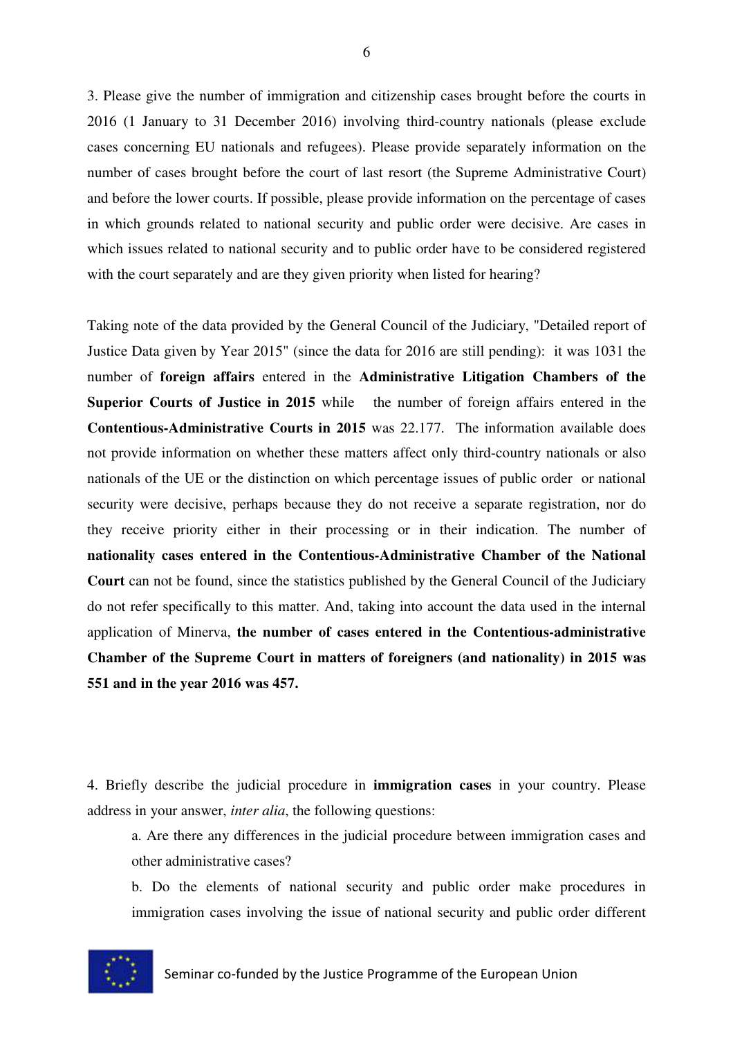3. Please give the number of immigration and citizenship cases brought before the courts in 2016 (1 January to 31 December 2016) involving third-country nationals (please exclude cases concerning EU nationals and refugees). Please provide separately information on the number of cases brought before the court of last resort (the Supreme Administrative Court) and before the lower courts. If possible, please provide information on the percentage of cases in which grounds related to national security and public order were decisive. Are cases in which issues related to national security and to public order have to be considered registered with the court separately and are they given priority when listed for hearing?

Taking note of the data provided by the General Council of the Judiciary, "Detailed report of Justice Data given by Year 2015" (since the data for 2016 are still pending): it was 1031 the number of **foreign affairs** entered in the **Administrative Litigation Chambers of the Superior Courts of Justice in 2015** while the number of foreign affairs entered in the **Contentious-Administrative Courts in 2015** was 22.177. The information available does not provide information on whether these matters affect only third-country nationals or also nationals of the UE or the distinction on which percentage issues of public order or national security were decisive, perhaps because they do not receive a separate registration, nor do they receive priority either in their processing or in their indication. The number of **nationality cases entered in the Contentious-Administrative Chamber of the National Court** can not be found, since the statistics published by the General Council of the Judiciary do not refer specifically to this matter. And, taking into account the data used in the internal application of Minerva, **the number of cases entered in the Contentious-administrative Chamber of the Supreme Court in matters of foreigners (and nationality) in 2015 was 551 and in the year 2016 was 457.**

4. Briefly describe the judicial procedure in **immigration cases** in your country. Please address in your answer, *inter alia*, the following questions:

a. Are there any differences in the judicial procedure between immigration cases and other administrative cases?

b. Do the elements of national security and public order make procedures in immigration cases involving the issue of national security and public order different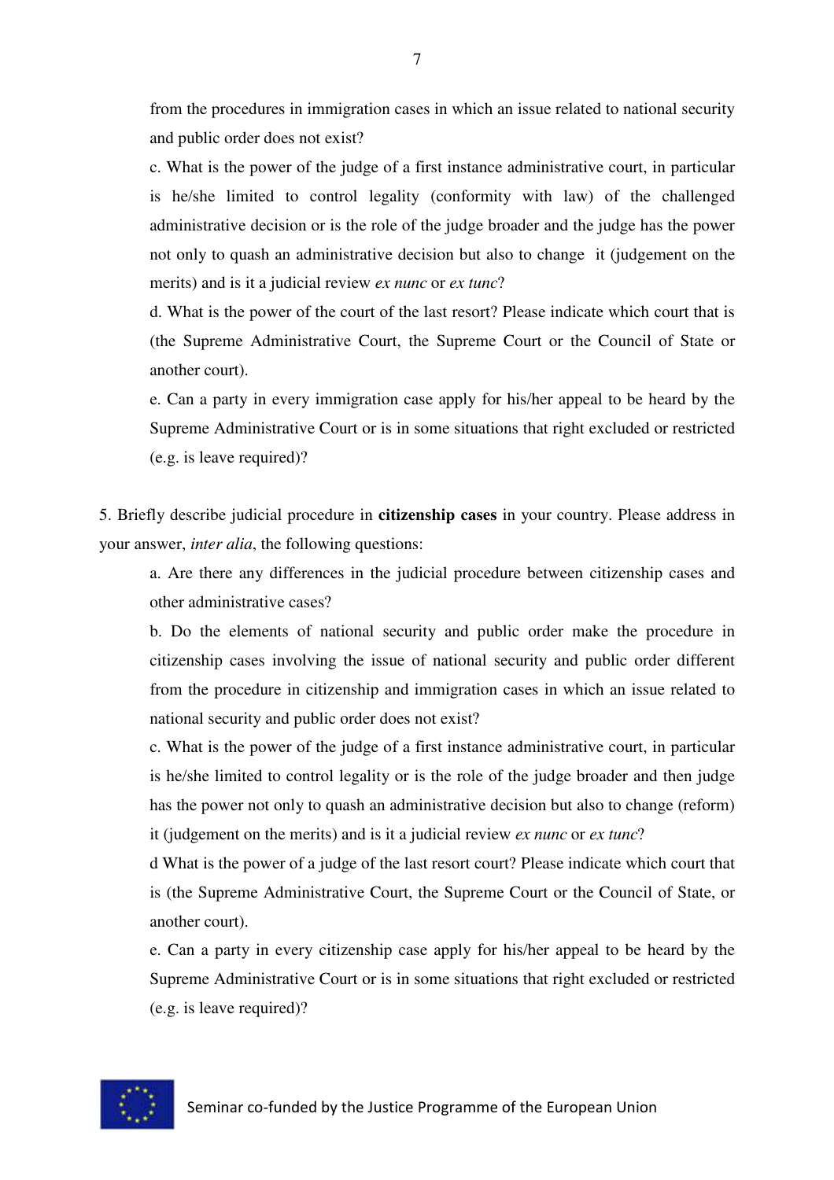from the procedures in immigration cases in which an issue related to national security and public order does not exist?

c. What is the power of the judge of a first instance administrative court, in particular is he/she limited to control legality (conformity with law) of the challenged administrative decision or is the role of the judge broader and the judge has the power not only to quash an administrative decision but also to change it (judgement on the merits) and is it a judicial review *ex nunc* or *ex tunc*?

d. What is the power of the court of the last resort? Please indicate which court that is (the Supreme Administrative Court, the Supreme Court or the Council of State or another court).

e. Can a party in every immigration case apply for his/her appeal to be heard by the Supreme Administrative Court or is in some situations that right excluded or restricted (e.g. is leave required)?

5. Briefly describe judicial procedure in **citizenship cases** in your country. Please address in your answer, *inter alia*, the following questions:

a. Are there any differences in the judicial procedure between citizenship cases and other administrative cases?

b. Do the elements of national security and public order make the procedure in citizenship cases involving the issue of national security and public order different from the procedure in citizenship and immigration cases in which an issue related to national security and public order does not exist?

c. What is the power of the judge of a first instance administrative court, in particular is he/she limited to control legality or is the role of the judge broader and then judge has the power not only to quash an administrative decision but also to change (reform) it (judgement on the merits) and is it a judicial review *ex nunc* or *ex tunc*?

d What is the power of a judge of the last resort court? Please indicate which court that is (the Supreme Administrative Court, the Supreme Court or the Council of State, or another court).

e. Can a party in every citizenship case apply for his/her appeal to be heard by the Supreme Administrative Court or is in some situations that right excluded or restricted (e.g. is leave required)?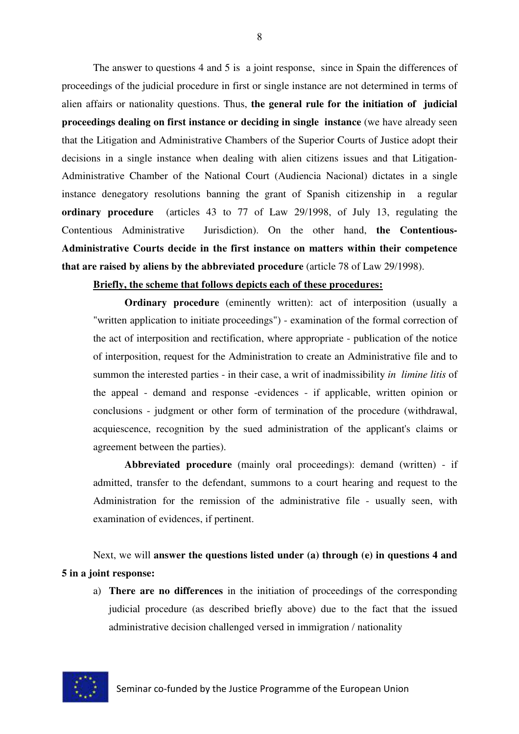The answer to questions 4 and 5 is a joint response, since in Spain the differences of proceedings of the judicial procedure in first or single instance are not determined in terms of alien affairs or nationality questions. Thus, **the general rule for the initiation of judicial proceedings dealing on first instance or deciding in single instance** (we have already seen that the Litigation and Administrative Chambers of the Superior Courts of Justice adopt their decisions in a single instance when dealing with alien citizens issues and that Litigation-Administrative Chamber of the National Court (Audiencia Nacional) dictates in a single instance denegatory resolutions banning the grant of Spanish citizenship in a regular **ordinary procedure** (articles 43 to 77 of Law 29/1998, of July 13, regulating the Contentious Administrative Jurisdiction). On the other hand, **the Contentious-Administrative Courts decide in the first instance on matters within their competence that are raised by aliens by the abbreviated procedure** (article 78 of Law 29/1998).

**Briefly, the scheme that follows depicts each of these procedures:**

**Ordinary procedure** (eminently written): act of interposition (usually a "written application to initiate proceedings") - examination of the formal correction of the act of interposition and rectification, where appropriate - publication of the notice of interposition, request for the Administration to create an Administrative file and to summon the interested parties - in their case, a writ of inadmissibility *in limine litis* of the appeal - demand and response -evidences - if applicable, written opinion or conclusions - judgment or other form of termination of the procedure (withdrawal, acquiescence, recognition by the sued administration of the applicant's claims or agreement between the parties).

**Abbreviated procedure** (mainly oral proceedings): demand (written) - if admitted, transfer to the defendant, summons to a court hearing and request to the Administration for the remission of the administrative file - usually seen, with examination of evidences, if pertinent.

Next, we will **answer the questions listed under (a) through (e) in questions 4 and 5 in a joint response:**

a) **There are no differences** in the initiation of proceedings of the corresponding judicial procedure (as described briefly above) due to the fact that the issued administrative decision challenged versed in immigration / nationality

Seminar co-funded by the Justice Programme of the European Union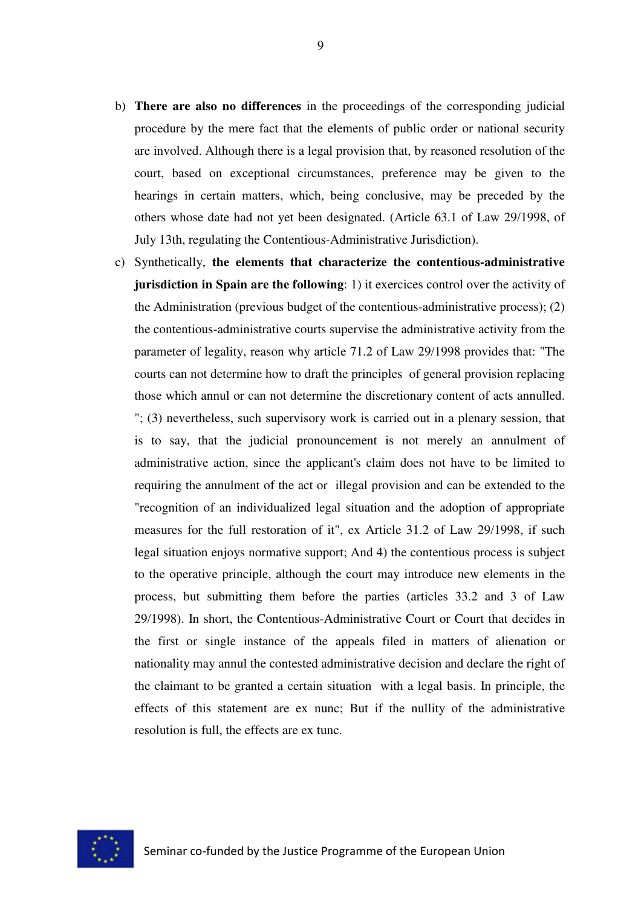b) **There are also no differences** in the proceedings of the corresponding judicial procedure by the mere fact that the elements of public order or national security are involved. Although there is a legal provision that, by reasoned resolution of the court, based on exceptional circumstances, preference may be given to the hearings in certain matters, which, being conclusive, may be preceded by the others whose date had not yet been designated. (Article 63.1 of Law 29/1998, of July 13th, regulating the Contentious-Administrative Jurisdiction).

c) Synthetically, **the elements that characterize the contentious-administrative jurisdiction in Spain are the following**: 1) it exercices control over the activity of the Administration (previous budget of the contentious-administrative process); (2) the contentious-administrative courts supervise the administrative activity from the parameter of legality, reason why article 71.2 of Law 29/1998 provides that: "The courts can not determine how to draft the principles of general provision replacing those which annul or can not determine the discretionary content of acts annulled. "; (3) nevertheless, such supervisory work is carried out in a plenary session, that is to say, that the judicial pronouncement is not merely an annulment of administrative action, since the applicant's claim does not have to be limited to requiring the annulment of the act or illegal provision and can be extended to the "recognition of an individualized legal situation and the adoption of appropriate measures for the full restoration of it", ex Article 31.2 of Law 29/1998, if such legal situation enjoys normative support; And 4) the contentious process is subject to the operative principle, although the court may introduce new elements in the process, but submitting them before the parties (articles 33.2 and 3 of Law 29/1998). In short, the Contentious-Administrative Court or Court that decides in the first or single instance of the appeals filed in matters of alienation or nationality may annul the contested administrative decision and declare the right of the claimant to be granted a certain situation with a legal basis. In principle, the effects of this statement are ex nunc; But if the nullity of the administrative resolution is full, the effects are ex tunc.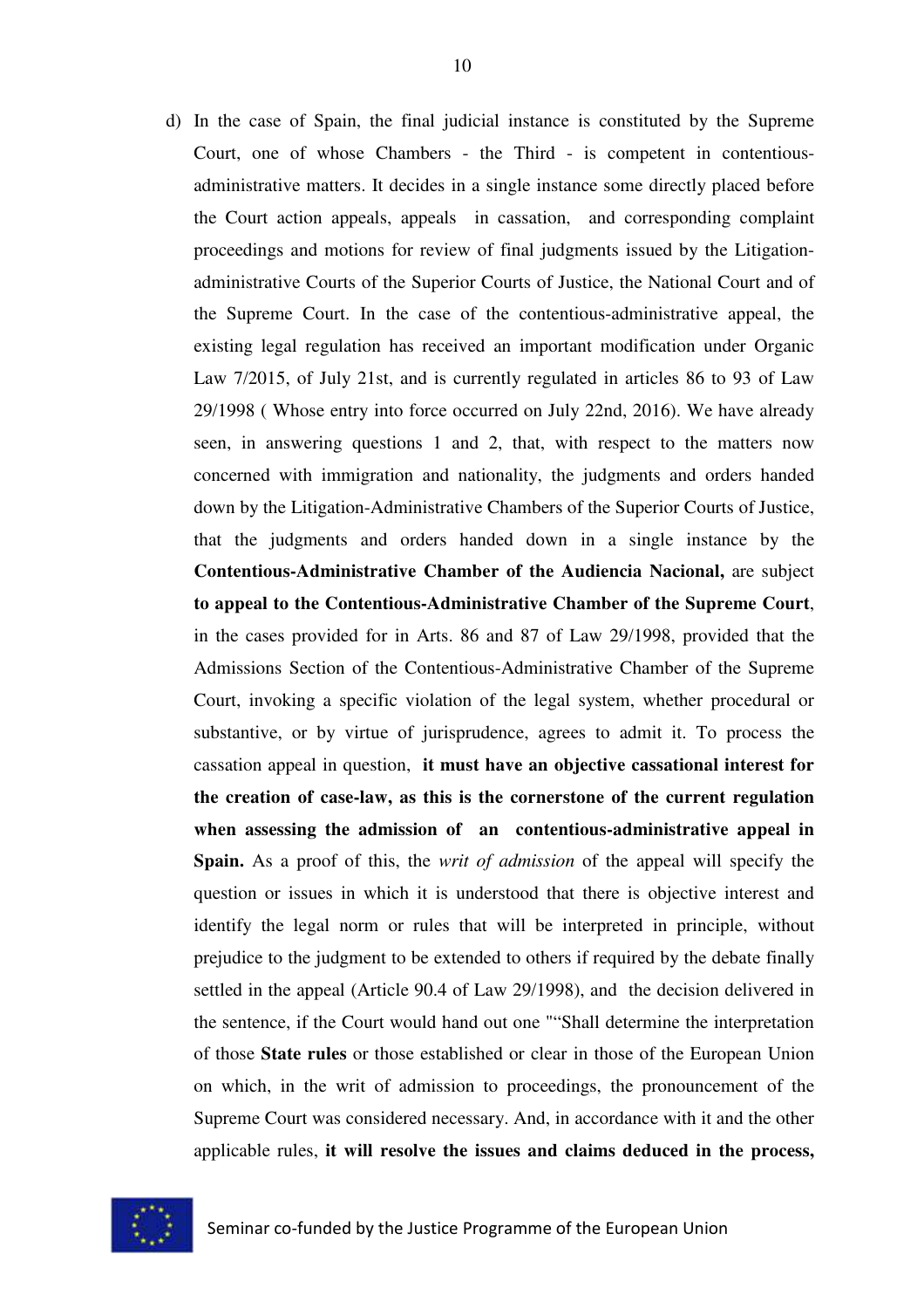d) In the case of Spain, the final judicial instance is constituted by the Supreme Court, one of whose Chambers - the Third - is competent in contentious-administrative matters. It decides in a single instance some directly placed before the Court action appeals, appeals in cassation, and corresponding complaint proceedings and motions for review of final judgments issued by the Litigation-administrative Courts of the Superior Courts of Justice, the National Court and of the Supreme Court. In the case of the contentious-administrative appeal, the existing legal regulation has received an important modification under Organic Law 7/2015, of July 21st, and is currently regulated in articles 86 to 93 of Law 29/1998 ( Whose entry into force occurred on July 22nd, 2016). We have already seen, in answering questions 1 and 2, that, with respect to the matters now concerned with immigration and nationality, the judgments and orders handed down by the Litigation-Administrative Chambers of the Superior Courts of Justice, that the judgments and orders handed down in a single instance by the **Contentious-Administrative Chamber of the Audiencia Nacional,** are subject **to appeal to the Contentious-Administrative Chamber of the Supreme Court**, in the cases provided for in Arts. 86 and 87 of Law 29/1998, provided that the Admissions Section of the Contentious-Administrative Chamber of the Supreme Court, invoking a specific violation of the legal system, whether procedural or substantive, or by virtue of jurisprudence, agrees to admit it. To process the cassation appeal in question, **it must have an objective cassational interest for the creation of case-law, as this is the cornerstone of the current regulation when assessing the admission of an contentious-administrative appeal in Spain.** As a proof of this, the *writ of admission* of the appeal will specify the question or issues in which it is understood that there is objective interest and identify the legal norm or rules that will be interpreted in principle, without prejudice to the judgment to be extended to others if required by the debate finally settled in the appeal (Article 90.4 of Law 29/1998), and the decision delivered in the sentence, if the Court would hand out one "“Shall determine the interpretation of those **State rules** or those established or clear in those of the European Union on which, in the writ of admission to proceedings, the pronouncement of the Supreme Court was considered necessary. And, in accordance with it and the other applicable rules, **it will resolve the issues and claims deduced in the process,**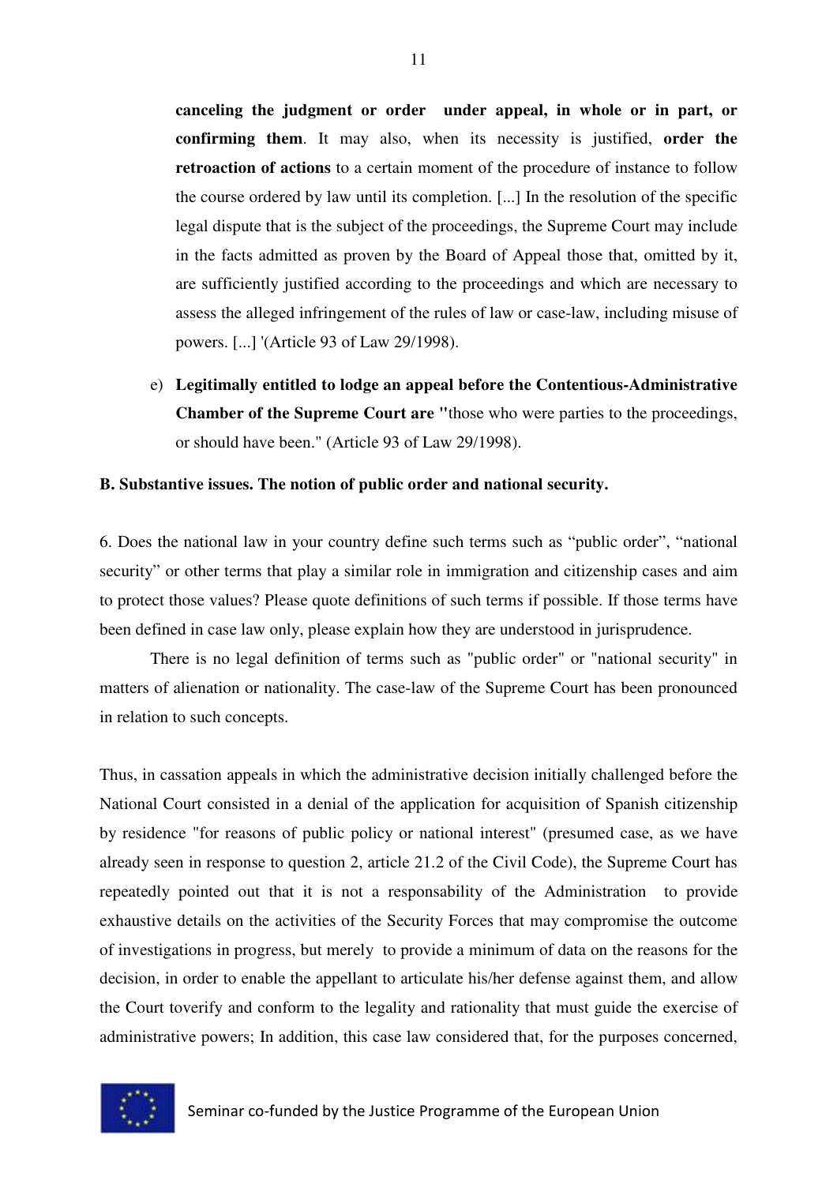**canceling the judgment or order under appeal, in whole or in part, or confirming them**. It may also, when its necessity is justified, **order the retroaction of actions** to a certain moment of the procedure of instance to follow the course ordered by law until its completion. [...] In the resolution of the specific legal dispute that is the subject of the proceedings, the Supreme Court may include in the facts admitted as proven by the Board of Appeal those that, omitted by it, are sufficiently justified according to the proceedings and which are necessary to assess the alleged infringement of the rules of law or case-law, including misuse of powers. [...] '(Article 93 of Law 29/1998).

e) **Legitimally entitled to lodge an appeal before the Contentious-Administrative Chamber of the Supreme Court are "**those who were parties to the proceedings, or should have been." (Article 93 of Law 29/1998).

**B. Substantive issues. The notion of public order and national security.**

6. Does the national law in your country define such terms such as "public order", "national security" or other terms that play a similar role in immigration and citizenship cases and aim to protect those values? Please quote definitions of such terms if possible. If those terms have been defined in case law only, please explain how they are understood in jurisprudence.

There is no legal definition of terms such as "public order" or "national security" in matters of alienation or nationality. The case-law of the Supreme Court has been pronounced in relation to such concepts.

Thus, in cassation appeals in which the administrative decision initially challenged before the National Court consisted in a denial of the application for acquisition of Spanish citizenship by residence "for reasons of public policy or national interest" (presumed case, as we have already seen in response to question 2, article 21.2 of the Civil Code), the Supreme Court has repeatedly pointed out that it is not a responsability of the Administration to provide exhaustive details on the activities of the Security Forces that may compromise the outcome of investigations in progress, but merely to provide a minimum of data on the reasons for the decision, in order to enable the appellant to articulate his/her defense against them, and allow the Court toverify and conform to the legality and rationality that must guide the exercise of administrative powers; In addition, this case law considered that, for the purposes concerned,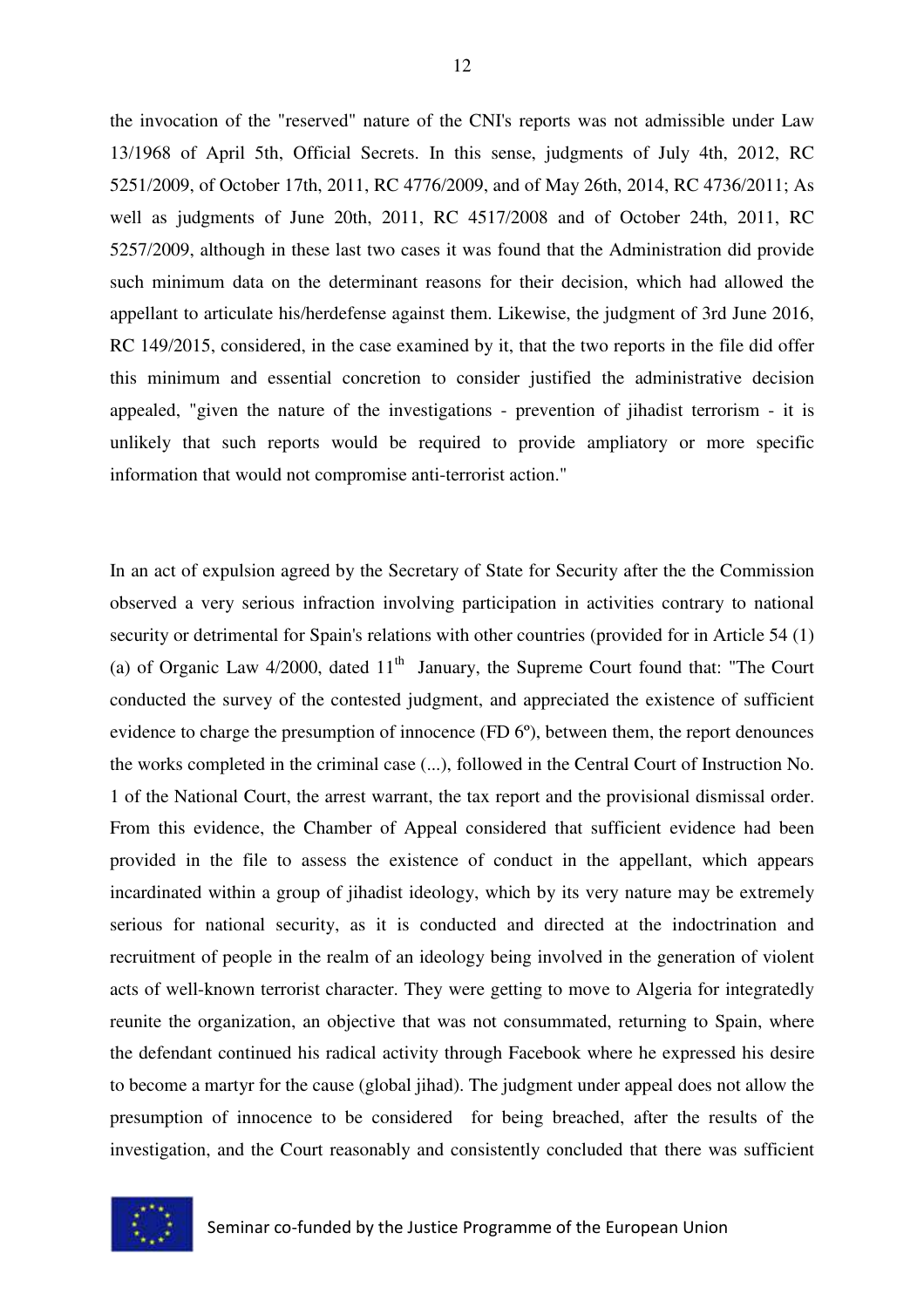the invocation of the "reserved" nature of the CNI's reports was not admissible under Law 13/1968 of April 5th, Official Secrets. In this sense, judgments of July 4th, 2012, RC 5251/2009, of October 17th, 2011, RC 4776/2009, and of May 26th, 2014, RC 4736/2011; As well as judgments of June 20th, 2011, RC 4517/2008 and of October 24th, 2011, RC 5257/2009, although in these last two cases it was found that the Administration did provide such minimum data on the determinant reasons for their decision, which had allowed the appellant to articulate his/herdefense against them. Likewise, the judgment of 3rd June 2016, RC 149/2015, considered, in the case examined by it, that the two reports in the file did offer this minimum and essential concretion to consider justified the administrative decision appealed, "given the nature of the investigations - prevention of jihadist terrorism - it is unlikely that such reports would be required to provide ampliatory or more specific information that would not compromise anti-terrorist action."

In an act of expulsion agreed by the Secretary of State for Security after the the Commission observed a very serious infraction involving participation in activities contrary to national security or detrimental for Spain's relations with other countries (provided for in Article 54 (1) (a) of Organic Law 4/2000, dated 11th January, the Supreme Court found that: "The Court conducted the survey of the contested judgment, and appreciated the existence of sufficient evidence to charge the presumption of innocence (FD 6º), between them, the report denounces the works completed in the criminal case (...), followed in the Central Court of Instruction No. 1 of the National Court, the arrest warrant, the tax report and the provisional dismissal order. From this evidence, the Chamber of Appeal considered that sufficient evidence had been provided in the file to assess the existence of conduct in the appellant, which appears incardinated within a group of jihadist ideology, which by its very nature may be extremely serious for national security, as it is conducted and directed at the indoctrination and recruitment of people in the realm of an ideology being involved in the generation of violent acts of well-known terrorist character. They were getting to move to Algeria for integratedly reunite the organization, an objective that was not consummated, returning to Spain, where the defendant continued his radical activity through Facebook where he expressed his desire to become a martyr for the cause (global jihad). The judgment under appeal does not allow the presumption of innocence to be considered for being breached, after the results of the investigation, and the Court reasonably and consistently concluded that there was sufficient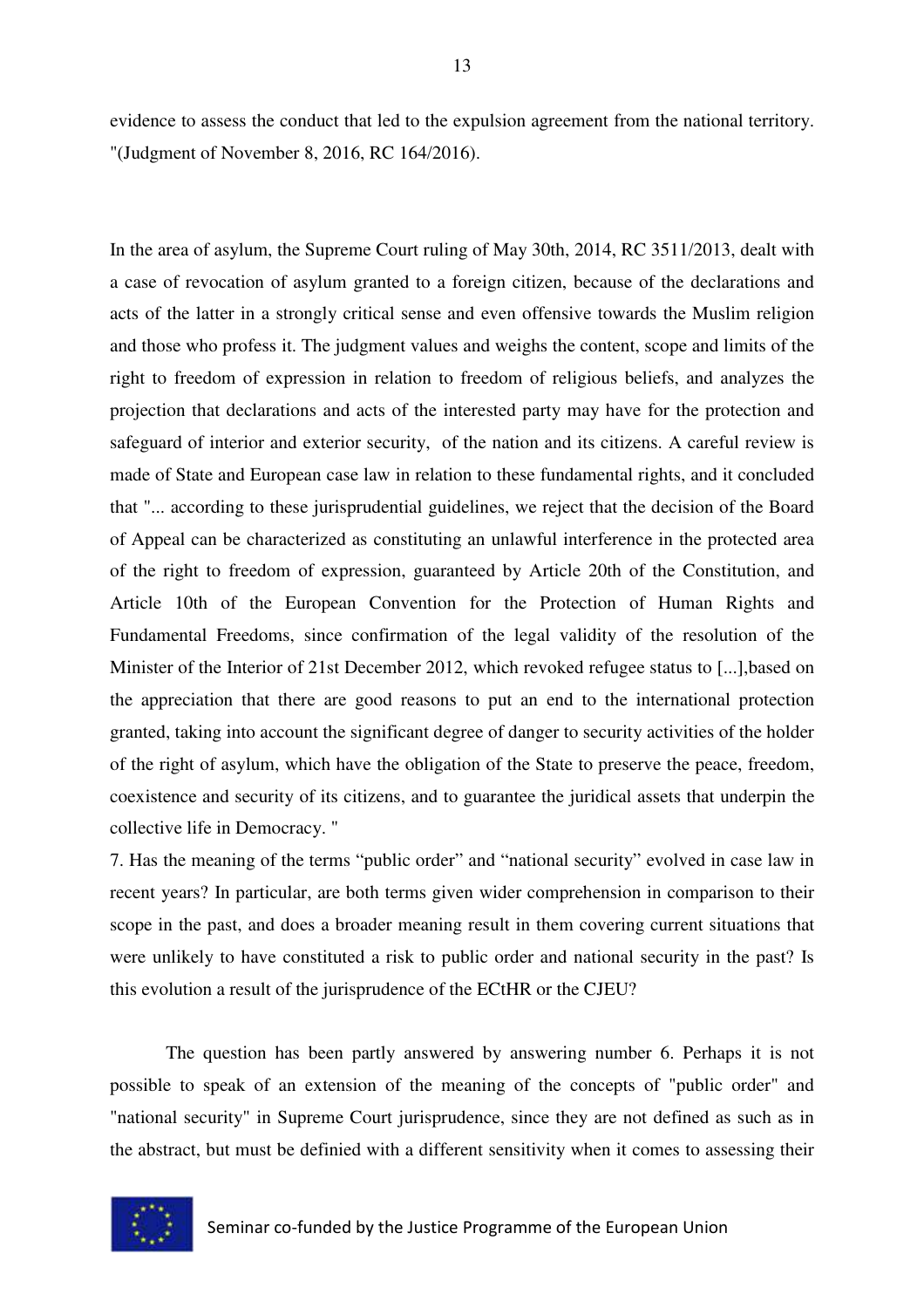evidence to assess the conduct that led to the expulsion agreement from the national territory. "(Judgment of November 8, 2016, RC 164/2016).

In the area of asylum, the Supreme Court ruling of May 30th, 2014, RC 3511/2013, dealt with a case of revocation of asylum granted to a foreign citizen, because of the declarations and acts of the latter in a strongly critical sense and even offensive towards the Muslim religion and those who profess it. The judgment values and weighs the content, scope and limits of the right to freedom of expression in relation to freedom of religious beliefs, and analyzes the projection that declarations and acts of the interested party may have for the protection and safeguard of interior and exterior security, of the nation and its citizens. A careful review is made of State and European case law in relation to these fundamental rights, and it concluded that "... according to these jurisprudential guidelines, we reject that the decision of the Board of Appeal can be characterized as constituting an unlawful interference in the protected area of the right to freedom of expression, guaranteed by Article 20th of the Constitution, and Article 10th of the European Convention for the Protection of Human Rights and Fundamental Freedoms, since confirmation of the legal validity of the resolution of the Minister of the Interior of 21st December 2012, which revoked refugee status to [...],based on the appreciation that there are good reasons to put an end to the international protection granted, taking into account the significant degree of danger to security activities of the holder of the right of asylum, which have the obligation of the State to preserve the peace, freedom, coexistence and security of its citizens, and to guarantee the juridical assets that underpin the collective life in Democracy. "

7. Has the meaning of the terms “public order” and “national security” evolved in case law in recent years? In particular, are both terms given wider comprehension in comparison to their scope in the past, and does a broader meaning result in them covering current situations that were unlikely to have constituted a risk to public order and national security in the past? Is this evolution a result of the jurisprudence of the ECtHR or the CJEU?

The question has been partly answered by answering number 6. Perhaps it is not possible to speak of an extension of the meaning of the concepts of "public order" and "national security" in Supreme Court jurisprudence, since they are not defined as such as in the abstract, but must be definied with a different sensitivity when it comes to assessing their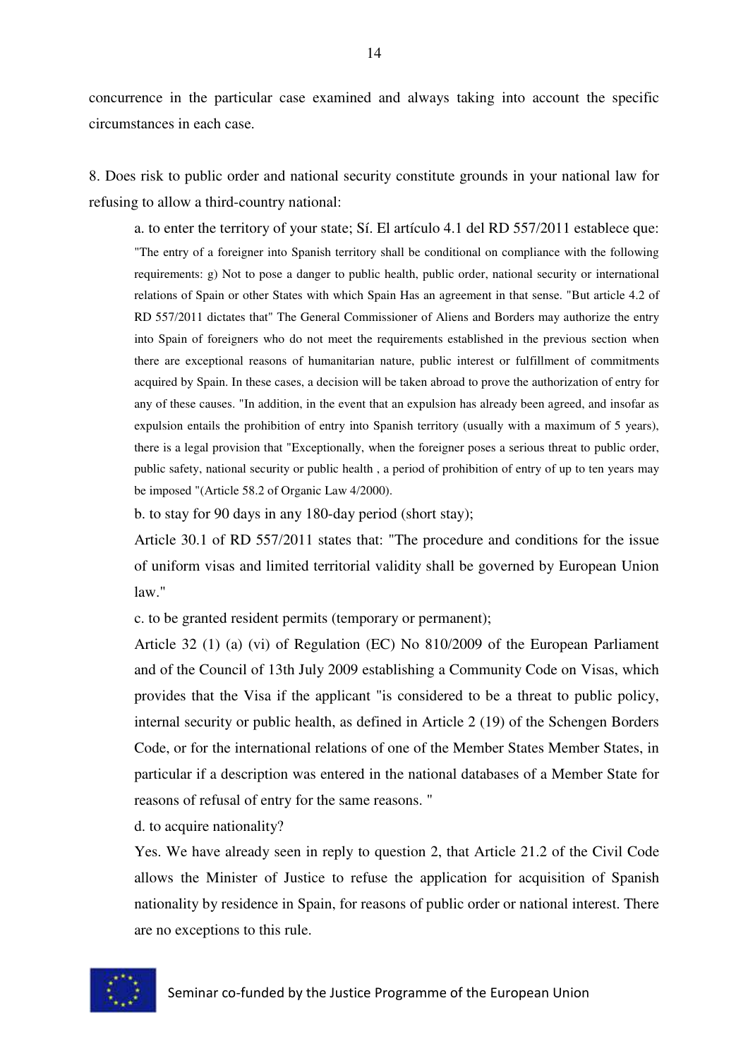concurrence in the particular case examined and always taking into account the specific circumstances in each case.

8. Does risk to public order and national security constitute grounds in your national law for refusing to allow a third-country national:

a. to enter the territory of your state; Sí. El artículo 4.1 del RD 557/2011 establece que: "The entry of a foreigner into Spanish territory shall be conditional on compliance with the following requirements: g) Not to pose a danger to public health, public order, national security or international relations of Spain or other States with which Spain Has an agreement in that sense. "But article 4.2 of RD 557/2011 dictates that" The General Commissioner of Aliens and Borders may authorize the entry into Spain of foreigners who do not meet the requirements established in the previous section when there are exceptional reasons of humanitarian nature, public interest or fulfillment of commitments acquired by Spain. In these cases, a decision will be taken abroad to prove the authorization of entry for any of these causes. "In addition, in the event that an expulsion has already been agreed, and insofar as expulsion entails the prohibition of entry into Spanish territory (usually with a maximum of 5 years), there is a legal provision that "Exceptionally, when the foreigner poses a serious threat to public order, public safety, national security or public health , a period of prohibition of entry of up to ten years may be imposed "(Article 58.2 of Organic Law 4/2000).

b. to stay for 90 days in any 180-day period (short stay);

Article 30.1 of RD 557/2011 states that: "The procedure and conditions for the issue of uniform visas and limited territorial validity shall be governed by European Union law."

c. to be granted resident permits (temporary or permanent);

Article 32 (1) (a) (vi) of Regulation (EC) No 810/2009 of the European Parliament and of the Council of 13th July 2009 establishing a Community Code on Visas, which provides that the Visa if the applicant "is considered to be a threat to public policy, internal security or public health, as defined in Article 2 (19) of the Schengen Borders Code, or for the international relations of one of the Member States Member States, in particular if a description was entered in the national databases of a Member State for reasons of refusal of entry for the same reasons. "

d. to acquire nationality?

Yes. We have already seen in reply to question 2, that Article 21.2 of the Civil Code allows the Minister of Justice to refuse the application for acquisition of Spanish nationality by residence in Spain, for reasons of public order or national interest. There are no exceptions to this rule.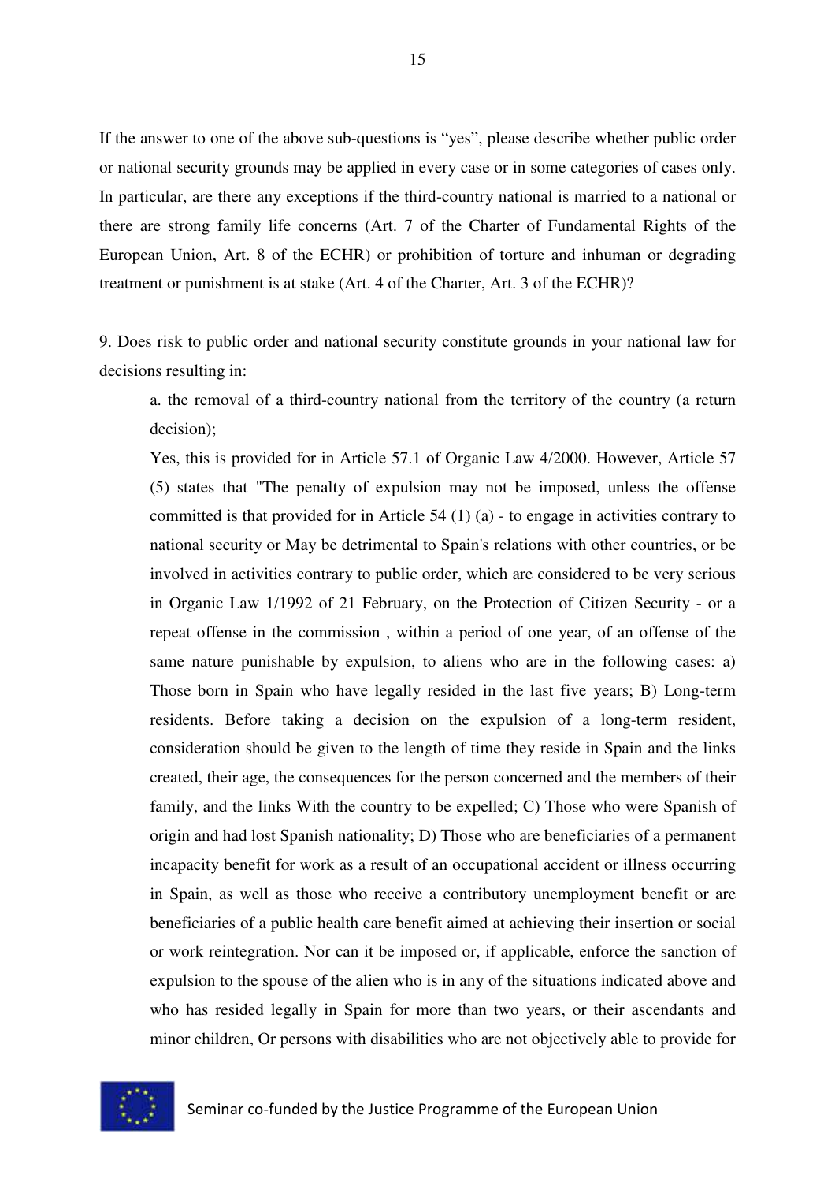If the answer to one of the above sub-questions is "yes", please describe whether public order or national security grounds may be applied in every case or in some categories of cases only. In particular, are there any exceptions if the third-country national is married to a national or there are strong family life concerns (Art. 7 of the Charter of Fundamental Rights of the European Union, Art. 8 of the ECHR) or prohibition of torture and inhuman or degrading treatment or punishment is at stake (Art. 4 of the Charter, Art. 3 of the ECHR)?

9. Does risk to public order and national security constitute grounds in your national law for decisions resulting in:

> a. the removal of a third-country national from the territory of the country (a return decision);
>
> Yes, this is provided for in Article 57.1 of Organic Law 4/2000. However, Article 57 (5) states that "The penalty of expulsion may not be imposed, unless the offense committed is that provided for in Article 54 (1) (a) - to engage in activities contrary to national security or May be detrimental to Spain's relations with other countries, or be involved in activities contrary to public order, which are considered to be very serious in Organic Law 1/1992 of 21 February, on the Protection of Citizen Security - or a repeat offense in the commission , within a period of one year, of an offense of the same nature punishable by expulsion, to aliens who are in the following cases: a) Those born in Spain who have legally resided in the last five years; B) Long-term residents. Before taking a decision on the expulsion of a long-term resident, consideration should be given to the length of time they reside in Spain and the links created, their age, the consequences for the person concerned and the members of their family, and the links With the country to be expelled; C) Those who were Spanish of origin and had lost Spanish nationality; D) Those who are beneficiaries of a permanent incapacity benefit for work as a result of an occupational accident or illness occurring in Spain, as well as those who receive a contributory unemployment benefit or are beneficiaries of a public health care benefit aimed at achieving their insertion or social or work reintegration. Nor can it be imposed or, if applicable, enforce the sanction of expulsion to the spouse of the alien who is in any of the situations indicated above and who has resided legally in Spain for more than two years, or their ascendants and minor children, Or persons with disabilities who are not objectively able to provide for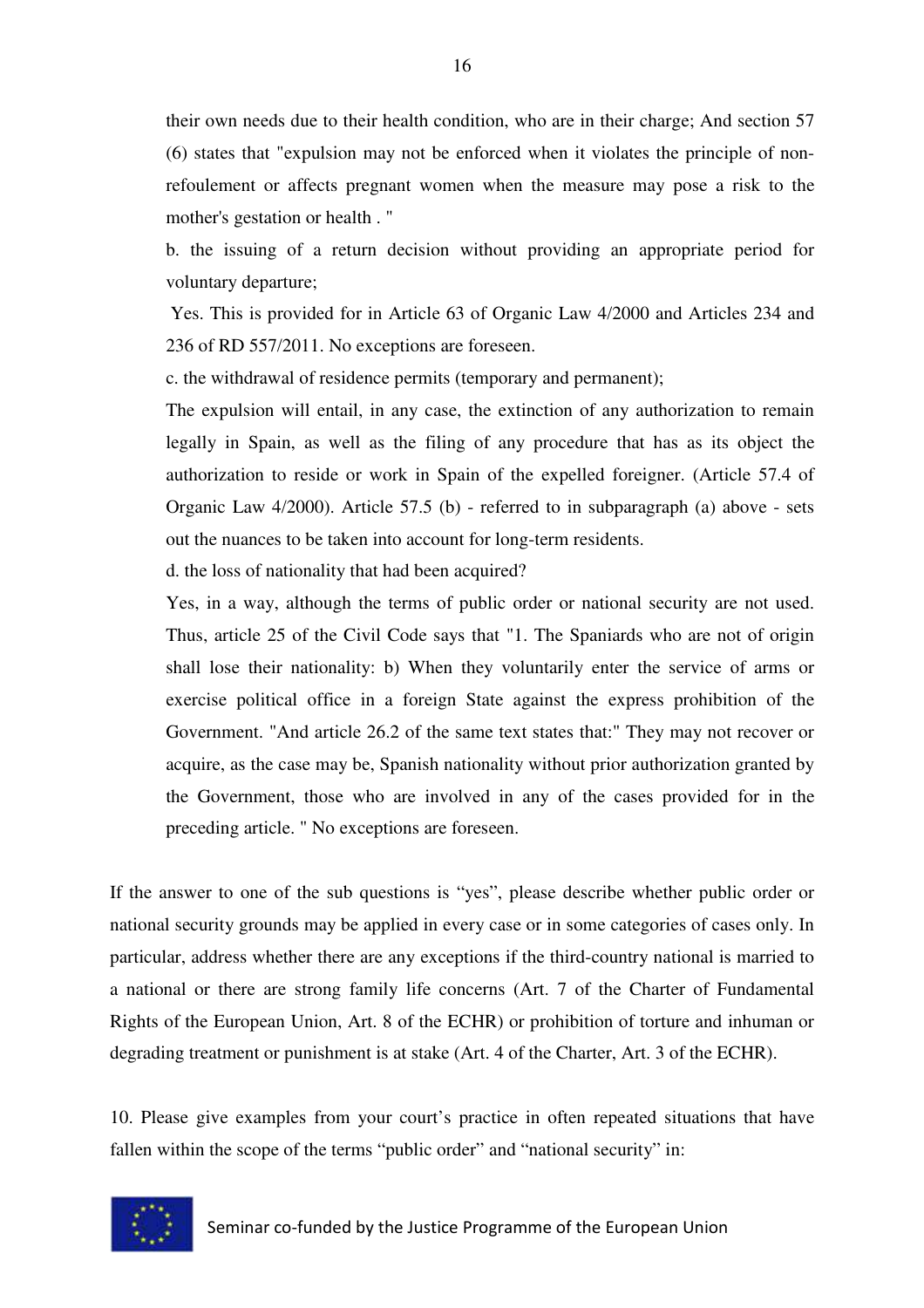their own needs due to their health condition, who are in their charge; And section 57 (6) states that "expulsion may not be enforced when it violates the principle of non-refoulement or affects pregnant women when the measure may pose a risk to the mother's gestation or health . "

b. the issuing of a return decision without providing an appropriate period for voluntary departure;

Yes. This is provided for in Article 63 of Organic Law 4/2000 and Articles 234 and 236 of RD 557/2011. No exceptions are foreseen.

c. the withdrawal of residence permits (temporary and permanent);

The expulsion will entail, in any case, the extinction of any authorization to remain legally in Spain, as well as the filing of any procedure that has as its object the authorization to reside or work in Spain of the expelled foreigner. (Article 57.4 of Organic Law 4/2000). Article 57.5 (b) - referred to in subparagraph (a) above - sets out the nuances to be taken into account for long-term residents.

d. the loss of nationality that had been acquired?

Yes, in a way, although the terms of public order or national security are not used. Thus, article 25 of the Civil Code says that "1. The Spaniards who are not of origin shall lose their nationality: b) When they voluntarily enter the service of arms or exercise political office in a foreign State against the express prohibition of the Government. "And article 26.2 of the same text states that:" They may not recover or acquire, as the case may be, Spanish nationality without prior authorization granted by the Government, those who are involved in any of the cases provided for in the preceding article. " No exceptions are foreseen.

If the answer to one of the sub questions is "yes", please describe whether public order or national security grounds may be applied in every case or in some categories of cases only. In particular, address whether there are any exceptions if the third-country national is married to a national or there are strong family life concerns (Art. 7 of the Charter of Fundamental Rights of the European Union, Art. 8 of the ECHR) or prohibition of torture and inhuman or degrading treatment or punishment is at stake (Art. 4 of the Charter, Art. 3 of the ECHR).

10. Please give examples from your court's practice in often repeated situations that have fallen within the scope of the terms "public order" and "national security" in: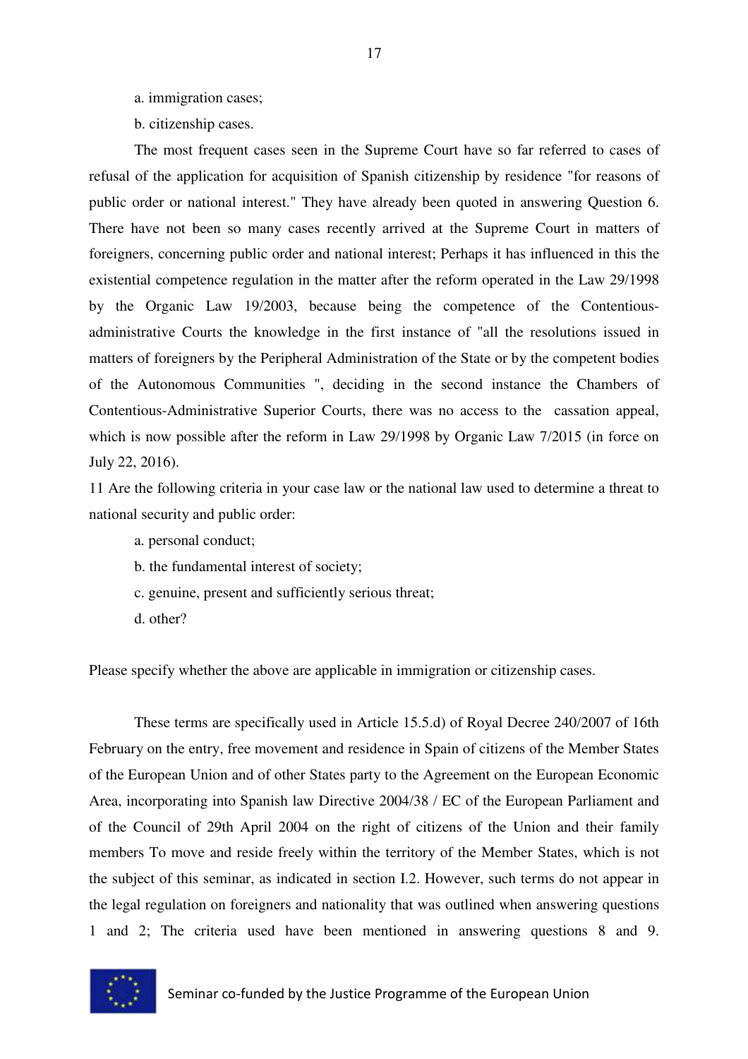a. immigration cases;

b. citizenship cases.

The most frequent cases seen in the Supreme Court have so far referred to cases of refusal of the application for acquisition of Spanish citizenship by residence "for reasons of public order or national interest." They have already been quoted in answering Question 6. There have not been so many cases recently arrived at the Supreme Court in matters of foreigners, concerning public order and national interest; Perhaps it has influenced in this the existential competence regulation in the matter after the reform operated in the Law 29/1998 by the Organic Law 19/2003, because being the competence of the Contentious-administrative Courts the knowledge in the first instance of "all the resolutions issued in matters of foreigners by the Peripheral Administration of the State or by the competent bodies of the Autonomous Communities ", deciding in the second instance the Chambers of Contentious-Administrative Superior Courts, there was no access to the cassation appeal, which is now possible after the reform in Law 29/1998 by Organic Law 7/2015 (in force on July 22, 2016).

11 Are the following criteria in your case law or the national law used to determine a threat to national security and public order:

a. personal conduct;

b. the fundamental interest of society;

c. genuine, present and sufficiently serious threat;

d. other?

Please specify whether the above are applicable in immigration or citizenship cases.

These terms are specifically used in Article 15.5.d) of Royal Decree 240/2007 of 16th February on the entry, free movement and residence in Spain of citizens of the Member States of the European Union and of other States party to the Agreement on the European Economic Area, incorporating into Spanish law Directive 2004/38 / EC of the European Parliament and of the Council of 29th April 2004 on the right of citizens of the Union and their family members To move and reside freely within the territory of the Member States, which is not the subject of this seminar, as indicated in section I.2. However, such terms do not appear in the legal regulation on foreigners and nationality that was outlined when answering questions 1 and 2; The criteria used have been mentioned in answering questions 8 and 9.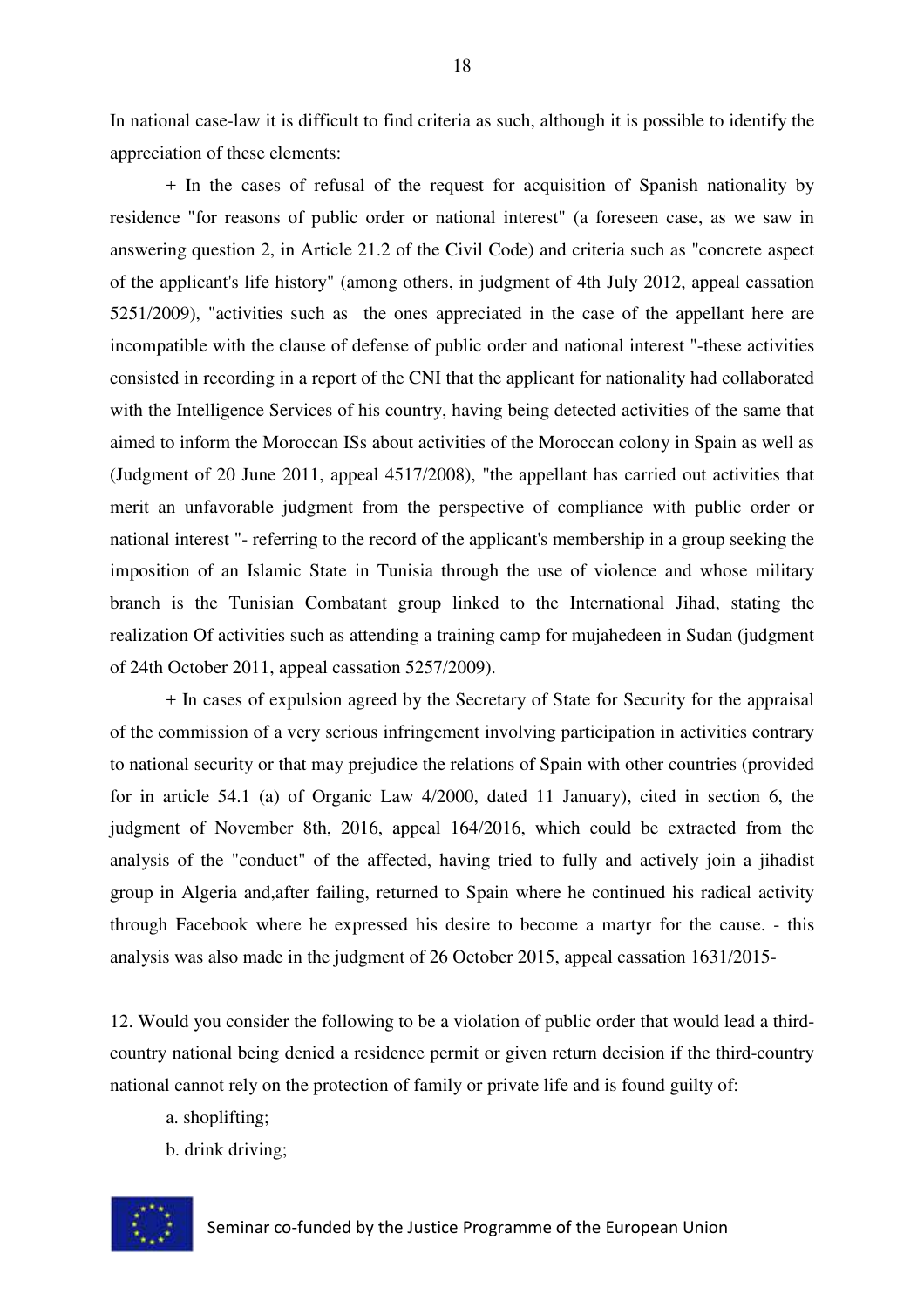In national case-law it is difficult to find criteria as such, although it is possible to identify the appreciation of these elements:

+ In the cases of refusal of the request for acquisition of Spanish nationality by residence "for reasons of public order or national interest" (a foreseen case, as we saw in answering question 2, in Article 21.2 of the Civil Code) and criteria such as "concrete aspect of the applicant's life history" (among others, in judgment of 4th July 2012, appeal cassation 5251/2009), "activities such as the ones appreciated in the case of the appellant here are incompatible with the clause of defense of public order and national interest "-these activities consisted in recording in a report of the CNI that the applicant for nationality had collaborated with the Intelligence Services of his country, having being detected activities of the same that aimed to inform the Moroccan ISs about activities of the Moroccan colony in Spain as well as (Judgment of 20 June 2011, appeal 4517/2008), "the appellant has carried out activities that merit an unfavorable judgment from the perspective of compliance with public order or national interest "- referring to the record of the applicant's membership in a group seeking the imposition of an Islamic State in Tunisia through the use of violence and whose military branch is the Tunisian Combatant group linked to the International Jihad, stating the realization Of activities such as attending a training camp for mujahedeen in Sudan (judgment of 24th October 2011, appeal cassation 5257/2009).

+ In cases of expulsion agreed by the Secretary of State for Security for the appraisal of the commission of a very serious infringement involving participation in activities contrary to national security or that may prejudice the relations of Spain with other countries (provided for in article 54.1 (a) of Organic Law 4/2000, dated 11 January), cited in section 6, the judgment of November 8th, 2016, appeal 164/2016, which could be extracted from the analysis of the "conduct" of the affected, having tried to fully and actively join a jihadist group in Algeria and,after failing, returned to Spain where he continued his radical activity through Facebook where he expressed his desire to become a martyr for the cause. - this analysis was also made in the judgment of 26 October 2015, appeal cassation 1631/2015-

12. Would you consider the following to be a violation of public order that would lead a third-country national being denied a residence permit or given return decision if the third-country national cannot rely on the protection of family or private life and is found guilty of:

a. shoplifting;

b. drink driving;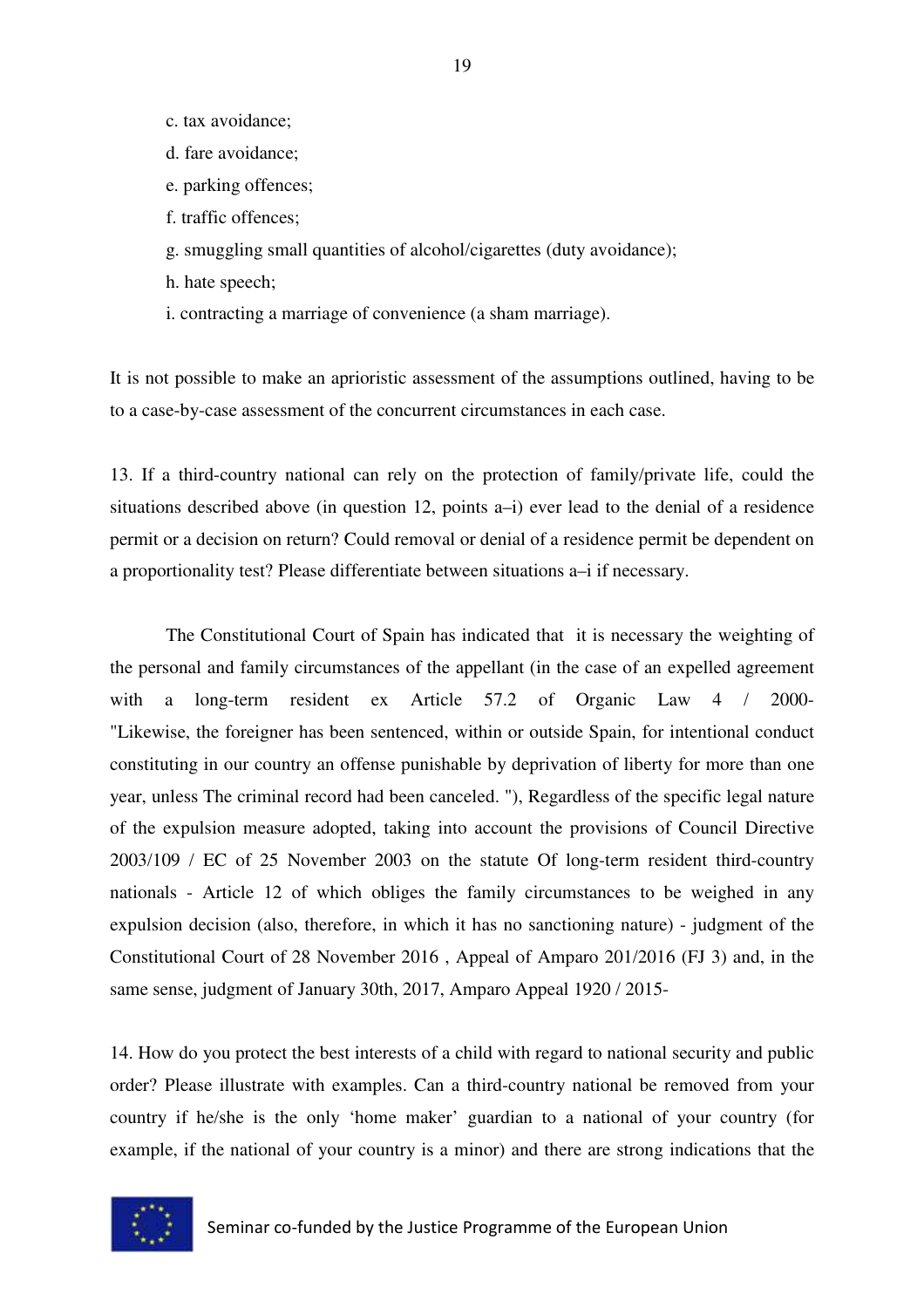c. tax avoidance;

d. fare avoidance;

e. parking offences;

f. traffic offences;

g. smuggling small quantities of alcohol/cigarettes (duty avoidance);

h. hate speech;

i. contracting a marriage of convenience (a sham marriage).

It is not possible to make an aprioristic assessment of the assumptions outlined, having to be to a case-by-case assessment of the concurrent circumstances in each case.

13. If a third-country national can rely on the protection of family/private life, could the situations described above (in question 12, points a–i) ever lead to the denial of a residence permit or a decision on return? Could removal or denial of a residence permit be dependent on a proportionality test? Please differentiate between situations a–i if necessary.

The Constitutional Court of Spain has indicated that it is necessary the weighting of the personal and family circumstances of the appellant (in the case of an expelled agreement with a long-term resident ex Article 57.2 of Organic Law 4 / 2000- "Likewise, the foreigner has been sentenced, within or outside Spain, for intentional conduct constituting in our country an offense punishable by deprivation of liberty for more than one year, unless The criminal record had been canceled. "), Regardless of the specific legal nature of the expulsion measure adopted, taking into account the provisions of Council Directive 2003/109 / EC of 25 November 2003 on the statute Of long-term resident third-country nationals - Article 12 of which obliges the family circumstances to be weighed in any expulsion decision (also, therefore, in which it has no sanctioning nature) - judgment of the Constitutional Court of 28 November 2016 , Appeal of Amparo 201/2016 (FJ 3) and, in the same sense, judgment of January 30th, 2017, Amparo Appeal 1920 / 2015-

14. How do you protect the best interests of a child with regard to national security and public order? Please illustrate with examples. Can a third-country national be removed from your country if he/she is the only 'home maker' guardian to a national of your country (for example, if the national of your country is a minor) and there are strong indications that the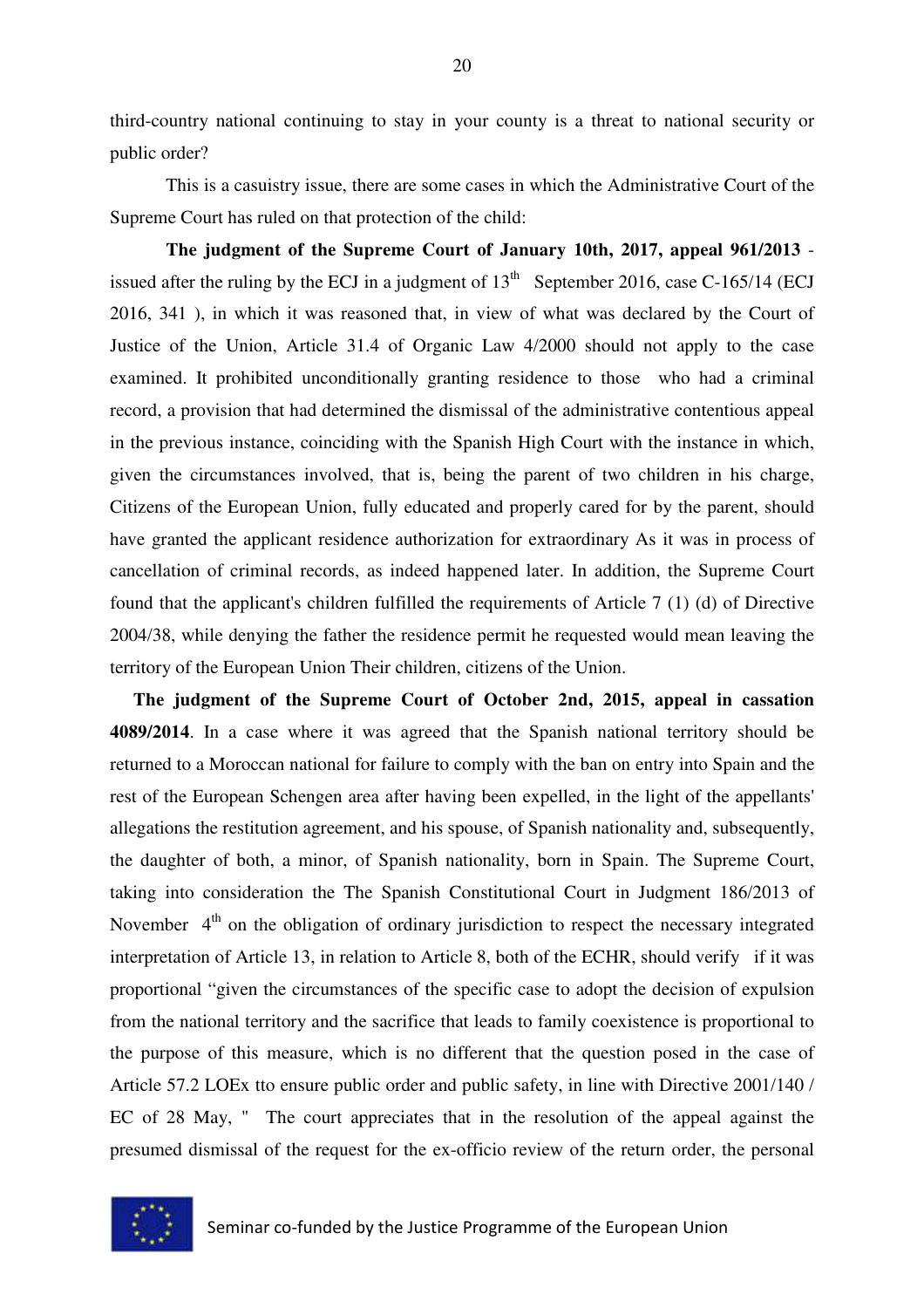third-country national continuing to stay in your county is a threat to national security or public order?

This is a casuistry issue, there are some cases in which the Administrative Court of the Supreme Court has ruled on that protection of the child:

**The judgment of the Supreme Court of January 10th, 2017, appeal 961/2013** - issued after the ruling by the ECJ in a judgment of 13th September 2016, case C-165/14 (ECJ 2016, 341 ), in which it was reasoned that, in view of what was declared by the Court of Justice of the Union, Article 31.4 of Organic Law 4/2000 should not apply to the case examined. It prohibited unconditionally granting residence to those who had a criminal record, a provision that had determined the dismissal of the administrative contentious appeal in the previous instance, coinciding with the Spanish High Court with the instance in which, given the circumstances involved, that is, being the parent of two children in his charge, Citizens of the European Union, fully educated and properly cared for by the parent, should have granted the applicant residence authorization for extraordinary As it was in process of cancellation of criminal records, as indeed happened later. In addition, the Supreme Court found that the applicant's children fulfilled the requirements of Article 7 (1) (d) of Directive 2004/38, while denying the father the residence permit he requested would mean leaving the territory of the European Union Their children, citizens of the Union.

**The judgment of the Supreme Court of October 2nd, 2015, appeal in cassation 4089/2014**. In a case where it was agreed that the Spanish national territory should be returned to a Moroccan national for failure to comply with the ban on entry into Spain and the rest of the European Schengen area after having been expelled, in the light of the appellants' allegations the restitution agreement, and his spouse, of Spanish nationality and, subsequently, the daughter of both, a minor, of Spanish nationality, born in Spain. The Supreme Court, taking into consideration the The Spanish Constitutional Court in Judgment 186/2013 of November 4th on the obligation of ordinary jurisdiction to respect the necessary integrated interpretation of Article 13, in relation to Article 8, both of the ECHR, should verify if it was proportional "given the circumstances of the specific case to adopt the decision of expulsion from the national territory and the sacrifice that leads to family coexistence is proportional to the purpose of this measure, which is no different that the question posed in the case of Article 57.2 LOEx tto ensure public order and public safety, in line with Directive 2001/140 / EC of 28 May, " The court appreciates that in the resolution of the appeal against the presumed dismissal of the request for the ex-officio review of the return order, the personal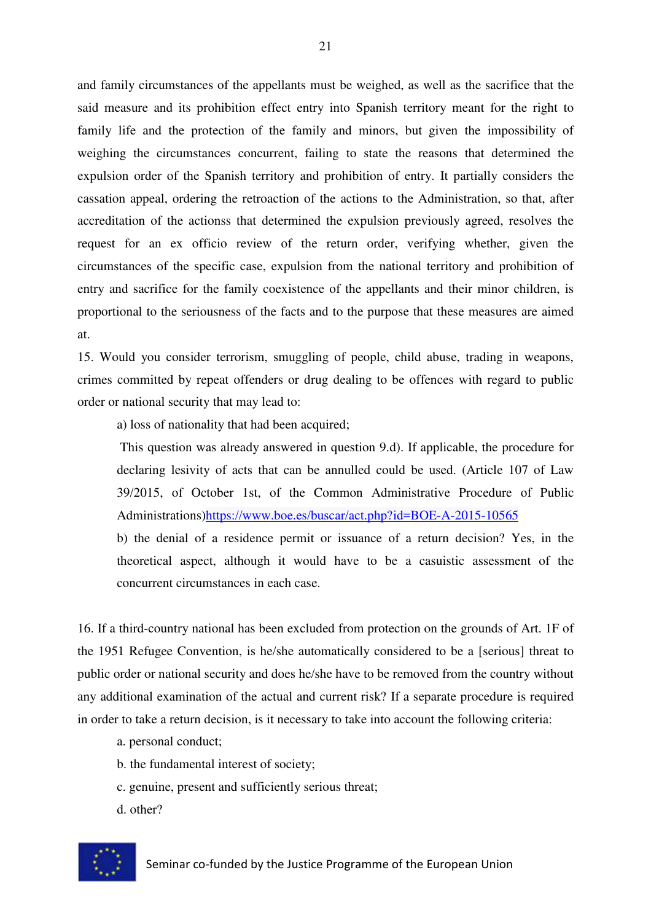and family circumstances of the appellants must be weighed, as well as the sacrifice that the said measure and its prohibition effect entry into Spanish territory meant for the right to family life and the protection of the family and minors, but given the impossibility of weighing the circumstances concurrent, failing to state the reasons that determined the expulsion order of the Spanish territory and prohibition of entry. It partially considers the cassation appeal, ordering the retroaction of the actions to the Administration, so that, after accreditation of the actionss that determined the expulsion previously agreed, resolves the request for an ex officio review of the return order, verifying whether, given the circumstances of the specific case, expulsion from the national territory and prohibition of entry and sacrifice for the family coexistence of the appellants and their minor children, is proportional to the seriousness of the facts and to the purpose that these measures are aimed at.

15. Would you consider terrorism, smuggling of people, child abuse, trading in weapons, crimes committed by repeat offenders or drug dealing to be offences with regard to public order or national security that may lead to:

a) loss of nationality that had been acquired;

This question was already answered in question 9.d). If applicable, the procedure for declaring lesivity of acts that can be annulled could be used. (Article 107 of Law 39/2015, of October 1st, of the Common Administrative Procedure of Public Administrations)https://www.boe.es/buscar/act.php?id=BOE-A-2015-10565

b) the denial of a residence permit or issuance of a return decision? Yes, in the theoretical aspect, although it would have to be a casuistic assessment of the concurrent circumstances in each case.

16. If a third-country national has been excluded from protection on the grounds of Art. 1F of the 1951 Refugee Convention, is he/she automatically considered to be a [serious] threat to public order or national security and does he/she have to be removed from the country without any additional examination of the actual and current risk? If a separate procedure is required in order to take a return decision, is it necessary to take into account the following criteria:

a. personal conduct;

b. the fundamental interest of society;

c. genuine, present and sufficiently serious threat;

d. other?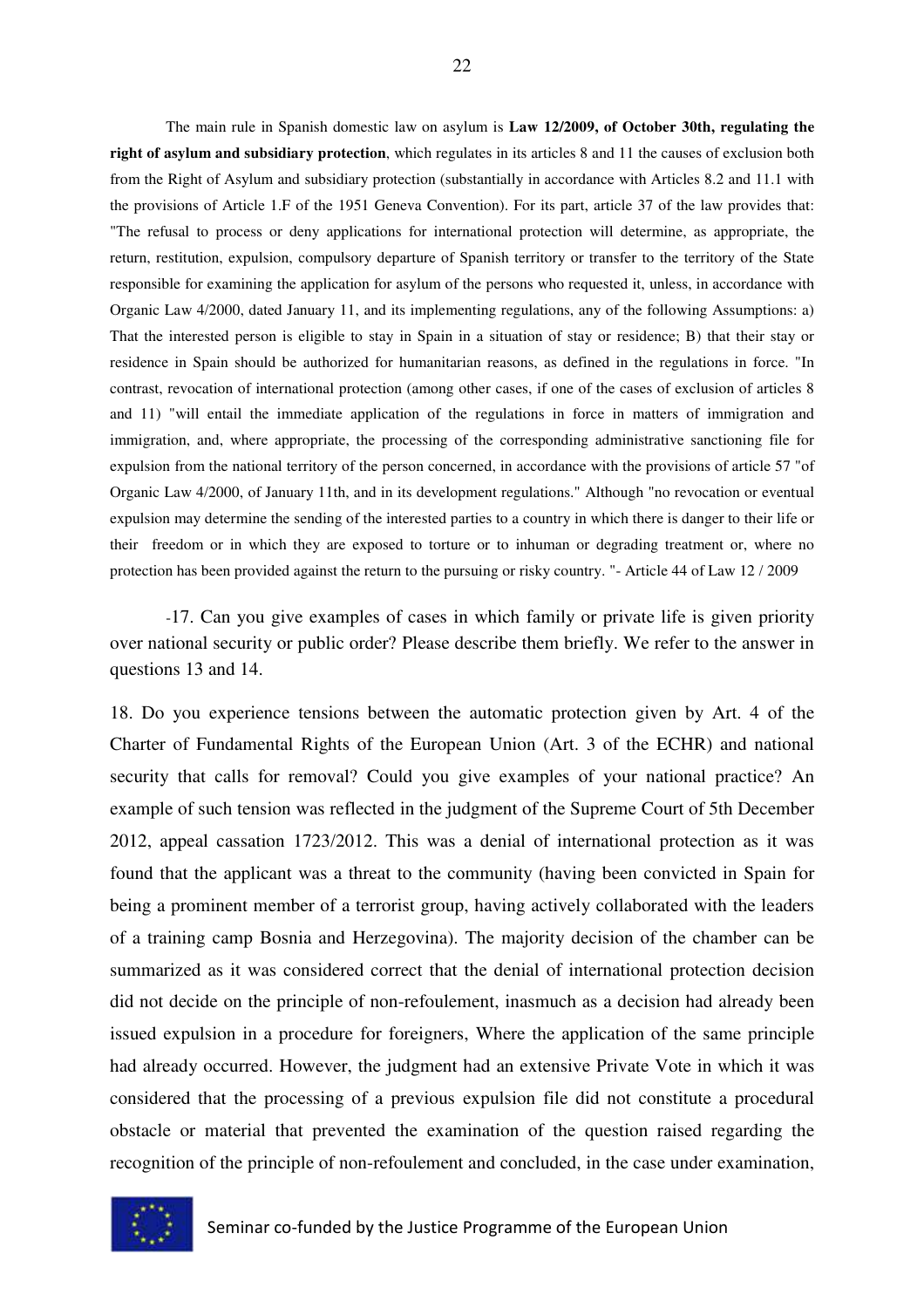The main rule in Spanish domestic law on asylum is **Law 12/2009, of October 30th, regulating the right of asylum and subsidiary protection**, which regulates in its articles 8 and 11 the causes of exclusion both from the Right of Asylum and subsidiary protection (substantially in accordance with Articles 8.2 and 11.1 with the provisions of Article 1.F of the 1951 Geneva Convention). For its part, article 37 of the law provides that: "The refusal to process or deny applications for international protection will determine, as appropriate, the return, restitution, expulsion, compulsory departure of Spanish territory or transfer to the territory of the State responsible for examining the application for asylum of the persons who requested it, unless, in accordance with Organic Law 4/2000, dated January 11, and its implementing regulations, any of the following Assumptions: a) That the interested person is eligible to stay in Spain in a situation of stay or residence; B) that their stay or residence in Spain should be authorized for humanitarian reasons, as defined in the regulations in force. "In contrast, revocation of international protection (among other cases, if one of the cases of exclusion of articles 8 and 11) "will entail the immediate application of the regulations in force in matters of immigration and immigration, and, where appropriate, the processing of the corresponding administrative sanctioning file for expulsion from the national territory of the person concerned, in accordance with the provisions of article 57 "of Organic Law 4/2000, of January 11th, and in its development regulations." Although "no revocation or eventual expulsion may determine the sending of the interested parties to a country in which there is danger to their life or their freedom or in which they are exposed to torture or to inhuman or degrading treatment or, where no protection has been provided against the return to the pursuing or risky country. "- Article 44 of Law 12 / 2009

-17. Can you give examples of cases in which family or private life is given priority over national security or public order? Please describe them briefly. We refer to the answer in questions 13 and 14.

18. Do you experience tensions between the automatic protection given by Art. 4 of the Charter of Fundamental Rights of the European Union (Art. 3 of the ECHR) and national security that calls for removal? Could you give examples of your national practice? An example of such tension was reflected in the judgment of the Supreme Court of 5th December 2012, appeal cassation 1723/2012. This was a denial of international protection as it was found that the applicant was a threat to the community (having been convicted in Spain for being a prominent member of a terrorist group, having actively collaborated with the leaders of a training camp Bosnia and Herzegovina). The majority decision of the chamber can be summarized as it was considered correct that the denial of international protection decision did not decide on the principle of non-refoulement, inasmuch as a decision had already been issued expulsion in a procedure for foreigners, Where the application of the same principle had already occurred. However, the judgment had an extensive Private Vote in which it was considered that the processing of a previous expulsion file did not constitute a procedural obstacle or material that prevented the examination of the question raised regarding the recognition of the principle of non-refoulement and concluded, in the case under examination,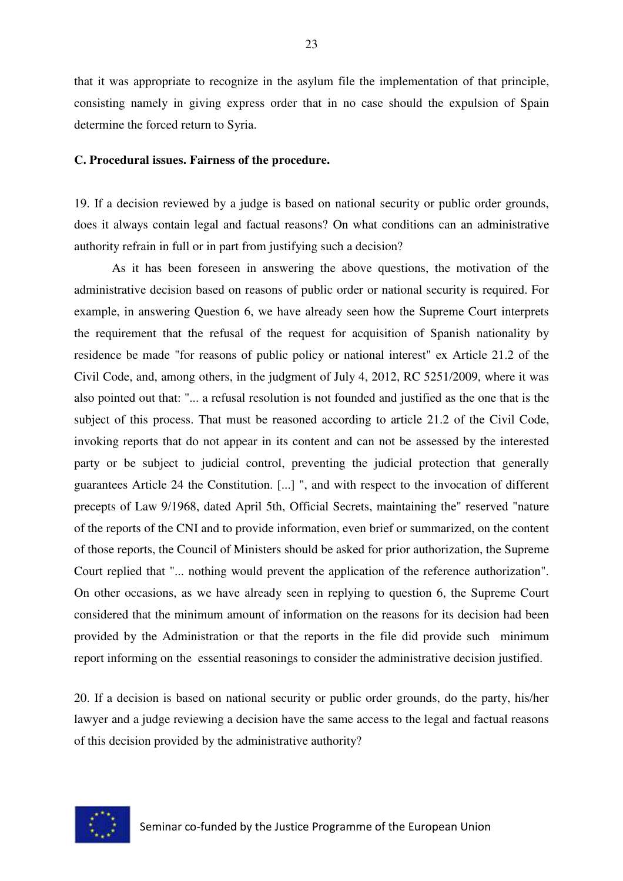that it was appropriate to recognize in the asylum file the implementation of that principle, consisting namely in giving express order that in no case should the expulsion of Spain determine the forced return to Syria.

**C. Procedural issues. Fairness of the procedure.**

19. If a decision reviewed by a judge is based on national security or public order grounds, does it always contain legal and factual reasons? On what conditions can an administrative authority refrain in full or in part from justifying such a decision?

As it has been foreseen in answering the above questions, the motivation of the administrative decision based on reasons of public order or national security is required. For example, in answering Question 6, we have already seen how the Supreme Court interprets the requirement that the refusal of the request for acquisition of Spanish nationality by residence be made "for reasons of public policy or national interest" ex Article 21.2 of the Civil Code, and, among others, in the judgment of July 4, 2012, RC 5251/2009, where it was also pointed out that: "... a refusal resolution is not founded and justified as the one that is the subject of this process. That must be reasoned according to article 21.2 of the Civil Code, invoking reports that do not appear in its content and can not be assessed by the interested party or be subject to judicial control, preventing the judicial protection that generally guarantees Article 24 the Constitution. [...] ", and with respect to the invocation of different precepts of Law 9/1968, dated April 5th, Official Secrets, maintaining the" reserved "nature of the reports of the CNI and to provide information, even brief or summarized, on the content of those reports, the Council of Ministers should be asked for prior authorization, the Supreme Court replied that "... nothing would prevent the application of the reference authorization". On other occasions, as we have already seen in replying to question 6, the Supreme Court considered that the minimum amount of information on the reasons for its decision had been provided by the Administration or that the reports in the file did provide such minimum report informing on the essential reasonings to consider the administrative decision justified.

20. If a decision is based on national security or public order grounds, do the party, his/her lawyer and a judge reviewing a decision have the same access to the legal and factual reasons of this decision provided by the administrative authority?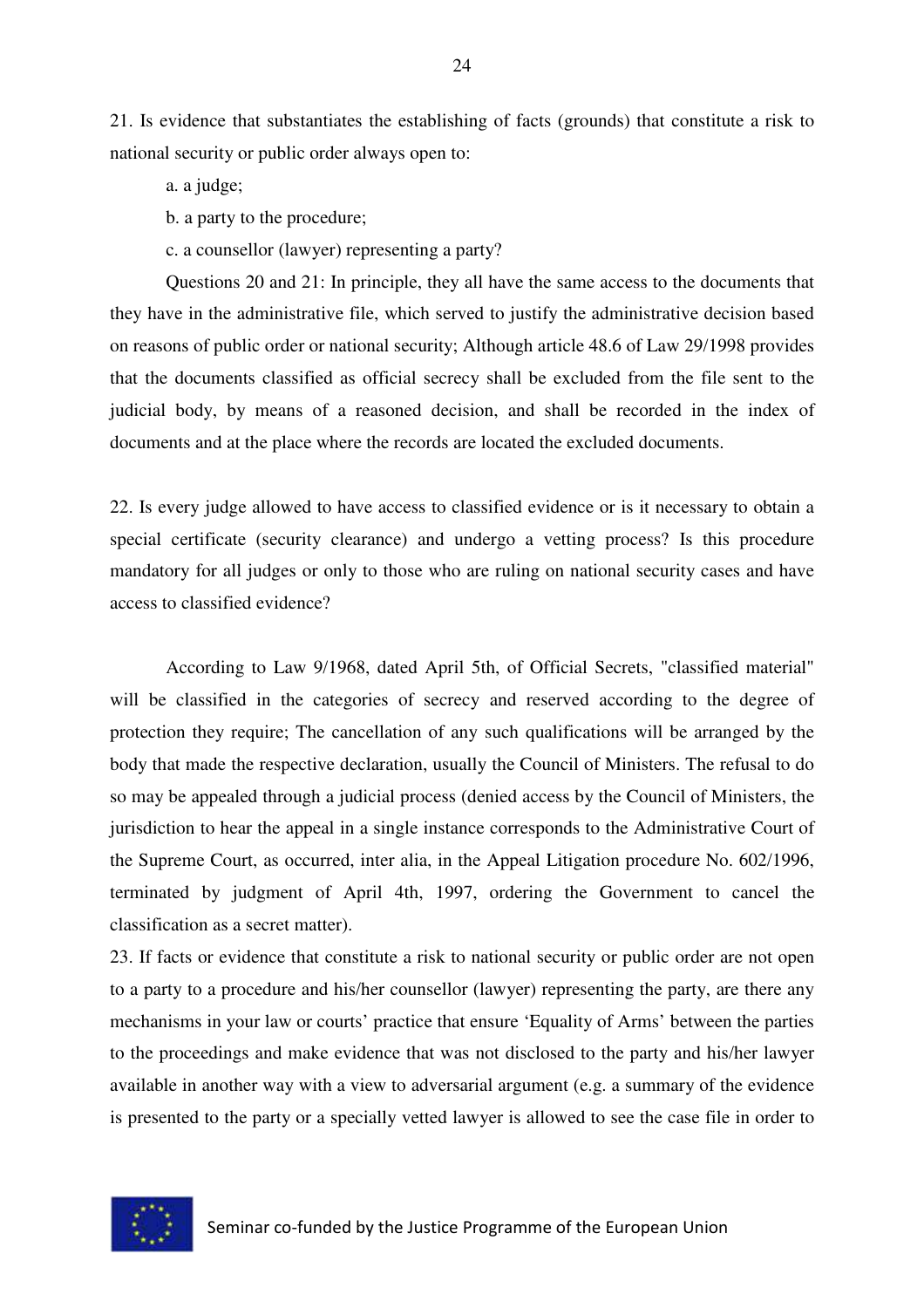21. Is evidence that substantiates the establishing of facts (grounds) that constitute a risk to national security or public order always open to:

a. a judge;

b. a party to the procedure;

c. a counsellor (lawyer) representing a party?

Questions 20 and 21: In principle, they all have the same access to the documents that they have in the administrative file, which served to justify the administrative decision based on reasons of public order or national security; Although article 48.6 of Law 29/1998 provides that the documents classified as official secrecy shall be excluded from the file sent to the judicial body, by means of a reasoned decision, and shall be recorded in the index of documents and at the place where the records are located the excluded documents.

22. Is every judge allowed to have access to classified evidence or is it necessary to obtain a special certificate (security clearance) and undergo a vetting process? Is this procedure mandatory for all judges or only to those who are ruling on national security cases and have access to classified evidence?

According to Law 9/1968, dated April 5th, of Official Secrets, "classified material" will be classified in the categories of secrecy and reserved according to the degree of protection they require; The cancellation of any such qualifications will be arranged by the body that made the respective declaration, usually the Council of Ministers. The refusal to do so may be appealed through a judicial process (denied access by the Council of Ministers, the jurisdiction to hear the appeal in a single instance corresponds to the Administrative Court of the Supreme Court, as occurred, inter alia, in the Appeal Litigation procedure No. 602/1996, terminated by judgment of April 4th, 1997, ordering the Government to cancel the classification as a secret matter).

23. If facts or evidence that constitute a risk to national security or public order are not open to a party to a procedure and his/her counsellor (lawyer) representing the party, are there any mechanisms in your law or courts' practice that ensure 'Equality of Arms' between the parties to the proceedings and make evidence that was not disclosed to the party and his/her lawyer available in another way with a view to adversarial argument (e.g. a summary of the evidence is presented to the party or a specially vetted lawyer is allowed to see the case file in order to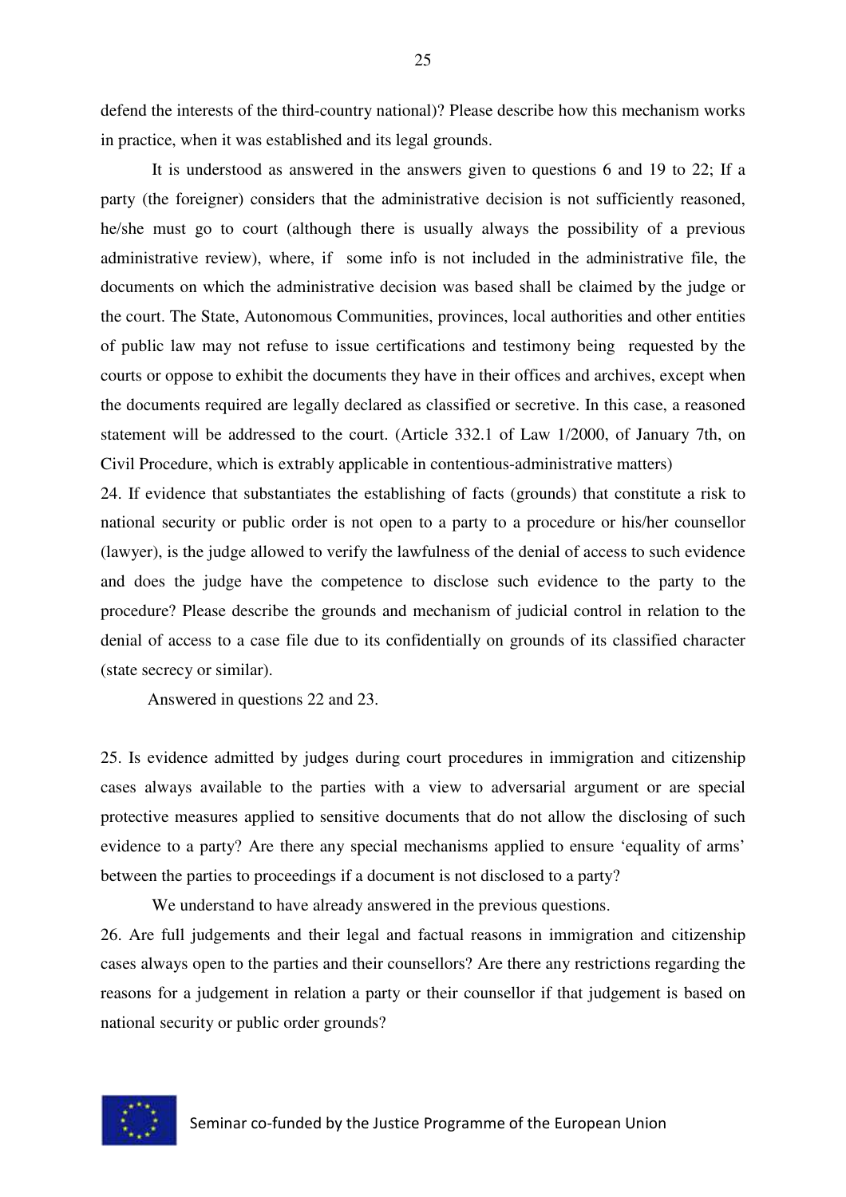defend the interests of the third-country national)? Please describe how this mechanism works in practice, when it was established and its legal grounds.

It is understood as answered in the answers given to questions 6 and 19 to 22; If a party (the foreigner) considers that the administrative decision is not sufficiently reasoned, he/she must go to court (although there is usually always the possibility of a previous administrative review), where, if some info is not included in the administrative file, the documents on which the administrative decision was based shall be claimed by the judge or the court. The State, Autonomous Communities, provinces, local authorities and other entities of public law may not refuse to issue certifications and testimony being requested by the courts or oppose to exhibit the documents they have in their offices and archives, except when the documents required are legally declared as classified or secretive. In this case, a reasoned statement will be addressed to the court. (Article 332.1 of Law 1/2000, of January 7th, on Civil Procedure, which is extrably applicable in contentious-administrative matters)

24. If evidence that substantiates the establishing of facts (grounds) that constitute a risk to national security or public order is not open to a party to a procedure or his/her counsellor (lawyer), is the judge allowed to verify the lawfulness of the denial of access to such evidence and does the judge have the competence to disclose such evidence to the party to the procedure? Please describe the grounds and mechanism of judicial control in relation to the denial of access to a case file due to its confidentially on grounds of its classified character (state secrecy or similar).

Answered in questions 22 and 23.

25. Is evidence admitted by judges during court procedures in immigration and citizenship cases always available to the parties with a view to adversarial argument or are special protective measures applied to sensitive documents that do not allow the disclosing of such evidence to a party? Are there any special mechanisms applied to ensure 'equality of arms' between the parties to proceedings if a document is not disclosed to a party?

We understand to have already answered in the previous questions.

26. Are full judgements and their legal and factual reasons in immigration and citizenship cases always open to the parties and their counsellors? Are there any restrictions regarding the reasons for a judgement in relation a party or their counsellor if that judgement is based on national security or public order grounds?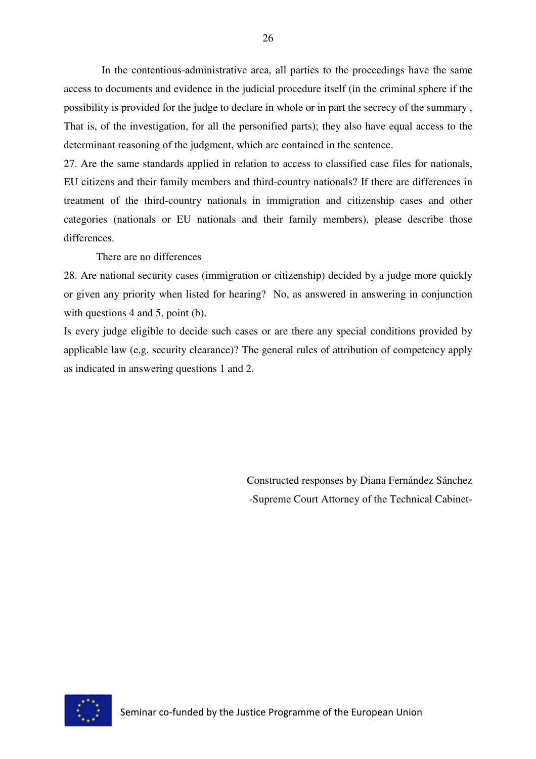In the contentious-administrative area, all parties to the proceedings have the same access to documents and evidence in the judicial procedure itself (in the criminal sphere if the possibility is provided for the judge to declare in whole or in part the secrecy of the summary , That is, of the investigation, for all the personified parts); they also have equal access to the determinant reasoning of the judgment, which are contained in the sentence.

27. Are the same standards applied in relation to access to classified case files for nationals, EU citizens and their family members and third-country nationals? If there are differences in treatment of the third-country nationals in immigration and citizenship cases and other categories (nationals or EU nationals and their family members), please describe those differences.

There are no differences

28. Are national security cases (immigration or citizenship) decided by a judge more quickly or given any priority when listed for hearing? No, as answered in answering in conjunction with questions 4 and 5, point (b).

Is every judge eligible to decide such cases or are there any special conditions provided by applicable law (e.g. security clearance)? The general rules of attribution of competency apply as indicated in answering questions 1 and 2.

Constructed responses by Diana Fernández Sánchez
-Supreme Court Attorney of the Technical Cabinet-

Seminar co-funded by the Justice Programme of the European Union